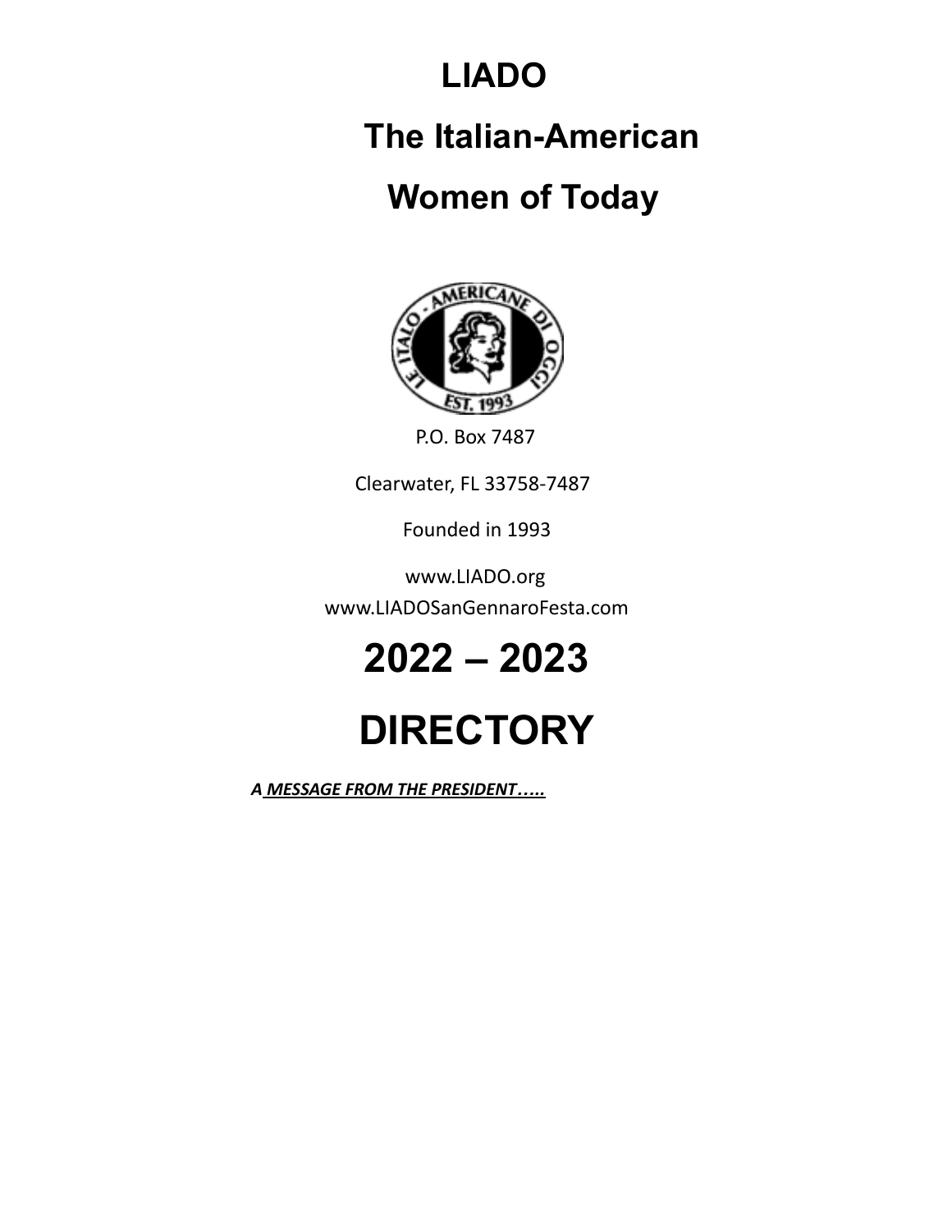# LIADO

# The Italian-American Women of Today

P.O. Box 7487

Clearwater, FL 33758-7487

Founded in 1993

www.LIADO.org

www.LIADOSanGennaroFesta.com

# 2022 – 2023

# DIRECTORY

***A MESSAGE FROM THE PRESIDENT…..***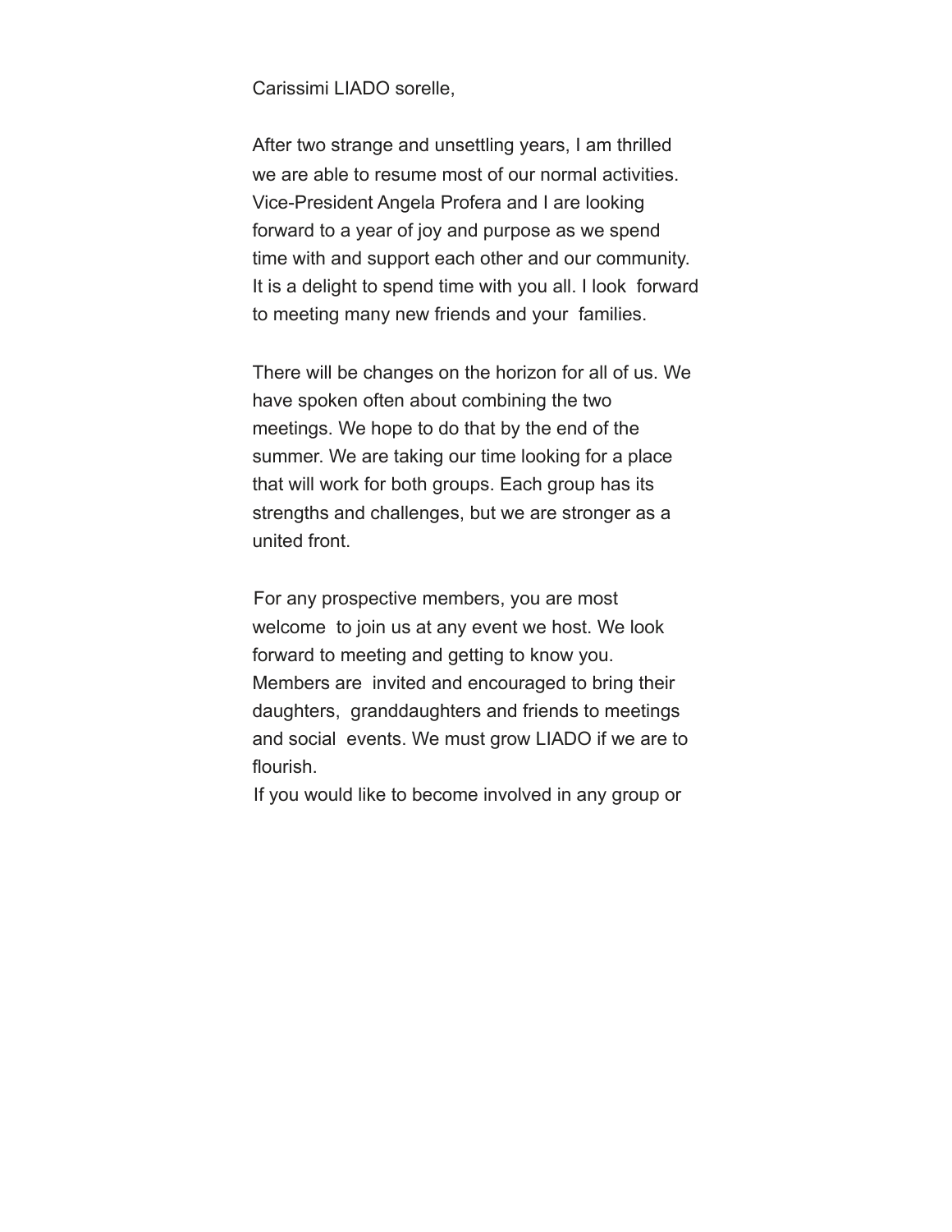Carissimi LIADO sorelle,

After two strange and unsettling years, I am thrilled we are able to resume most of our normal activities. Vice-President Angela Profera and I are looking forward to a year of joy and purpose as we spend time with and support each other and our community. It is a delight to spend time with you all. I look forward to meeting many new friends and your families.

There will be changes on the horizon for all of us. We have spoken often about combining the two meetings. We hope to do that by the end of the summer. We are taking our time looking for a place that will work for both groups. Each group has its strengths and challenges, but we are stronger as a united front.

For any prospective members, you are most welcome to join us at any event we host. We look forward to meeting and getting to know you. Members are invited and encouraged to bring their daughters, granddaughters and friends to meetings and social events. We must grow LIADO if we are to flourish.
If you would like to become involved in any group or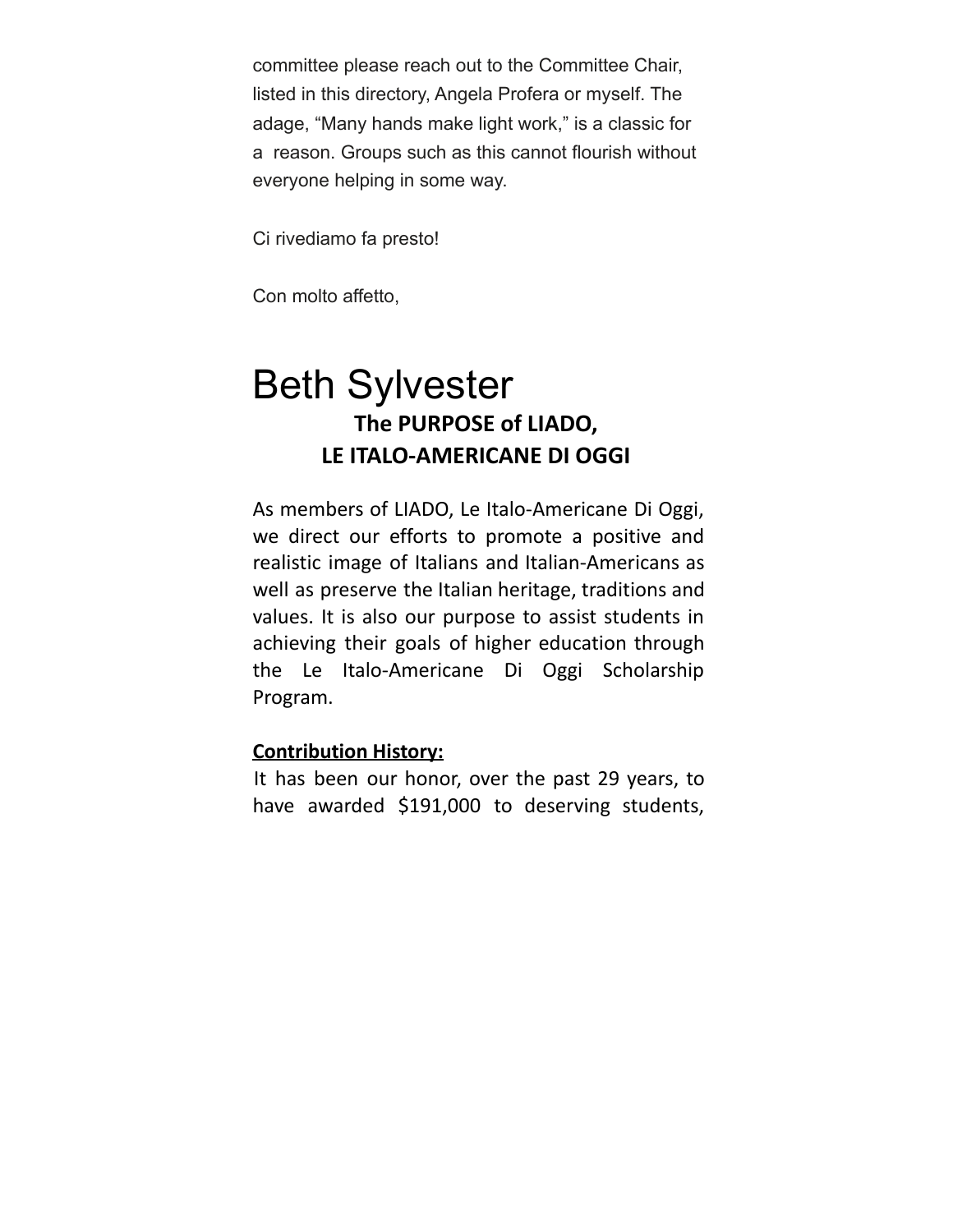committee please reach out to the Committee Chair, listed in this directory, Angela Profera or myself. The adage, “Many hands make light work,” is a classic for a reason. Groups such as this cannot flourish without everyone helping in some way.

Ci rivediamo fa presto!

Con molto affetto,

Beth Sylvester

## The PURPOSE of LIADO, LE ITALO-AMERICANE DI OGGI

As members of LIADO, Le Italo-Americane Di Oggi, we direct our efforts to promote a positive and realistic image of Italians and Italian-Americans as well as preserve the Italian heritage, traditions and values. It is also our purpose to assist students in achieving their goals of higher education through the Le Italo-Americane Di Oggi Scholarship Program.

**Contribution History:**

It has been our honor, over the past 29 years, to have awarded $191,000 to deserving students,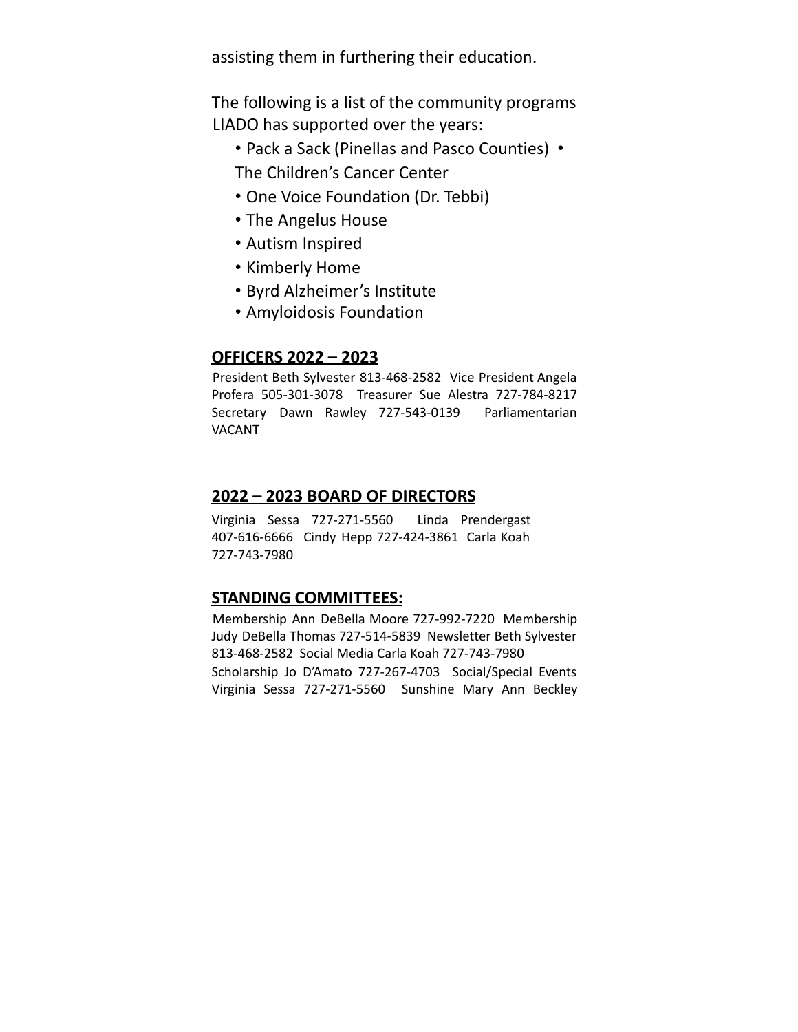assisting them in furthering their education.

The following is a list of the community programs LIADO has supported over the years:

- Pack a Sack (Pinellas and Pasco Counties)
- The Children's Cancer Center
- One Voice Foundation (Dr. Tebbi)
- The Angelus House
- Autism Inspired
- Kimberly Home
- Byrd Alzheimer's Institute
- Amyloidosis Foundation

## OFFICERS 2022 – 2023

President Beth Sylvester 813-468-2582 Vice President Angela Profera 505-301-3078 Treasurer Sue Alestra 727-784-8217 Secretary Dawn Rawley 727-543-0139 Parliamentarian VACANT

## 2022 – 2023 BOARD OF DIRECTORS

Virginia Sessa 727-271-5560 Linda Prendergast 407-616-6666 Cindy Hepp 727-424-3861 Carla Koah 727-743-7980

## STANDING COMMITTEES:

Membership Ann DeBella Moore 727-992-7220 Membership Judy DeBella Thomas 727-514-5839 Newsletter Beth Sylvester 813-468-2582 Social Media Carla Koah 727-743-7980 Scholarship Jo D'Amato 727-267-4703 Social/Special Events Virginia Sessa 727-271-5560 Sunshine Mary Ann Beckley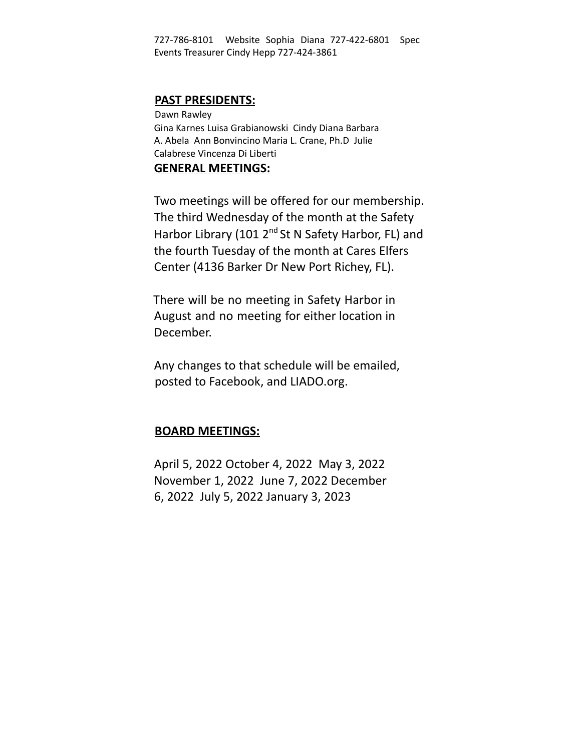727-786-8101 Website Sophia Diana 727-422-6801 Spec Events Treasurer Cindy Hepp 727-424-3861

**PAST PRESIDENTS:**

Dawn Rawley
Gina Karnes Luisa Grabianowski Cindy Diana Barbara A. Abela Ann Bonvincino Maria L. Crane, Ph.D Julie Calabrese Vincenza Di Liberti

**GENERAL MEETINGS:**

Two meetings will be offered for our membership. The third Wednesday of the month at the Safety Harbor Library (101 2nd St N Safety Harbor, FL) and the fourth Tuesday of the month at Cares Elfers Center (4136 Barker Dr New Port Richey, FL).

There will be no meeting in Safety Harbor in August and no meeting for either location in December.

Any changes to that schedule will be emailed, posted to Facebook, and LIADO.org.

**BOARD MEETINGS:**

April 5, 2022 October 4, 2022 May 3, 2022 November 1, 2022 June 7, 2022 December 6, 2022 July 5, 2022 January 3, 2023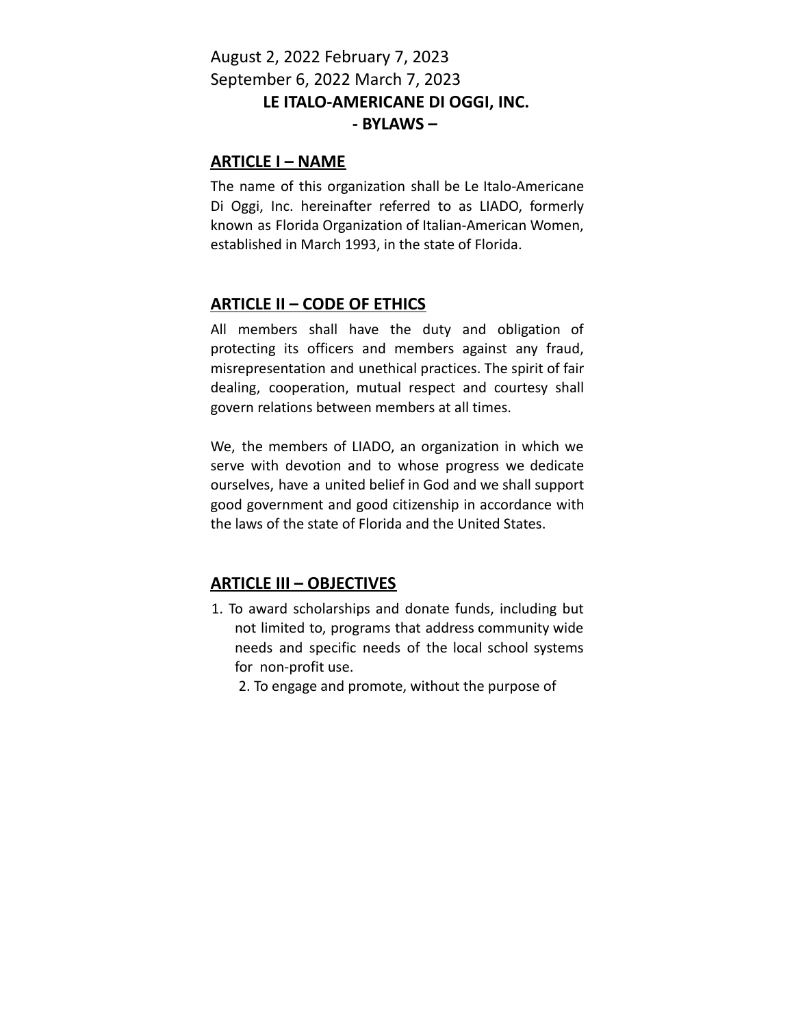August 2, 2022 February 7, 2023

September 6, 2022 March 7, 2023

**LE ITALO-AMERICANE DI OGGI, INC.**

**- BYLAWS –**

## ARTICLE I – NAME

The name of this organization shall be Le Italo-Americane Di Oggi, Inc. hereinafter referred to as LIADO, formerly known as Florida Organization of Italian-American Women, established in March 1993, in the state of Florida.

## ARTICLE II – CODE OF ETHICS

All members shall have the duty and obligation of protecting its officers and members against any fraud, misrepresentation and unethical practices. The spirit of fair dealing, cooperation, mutual respect and courtesy shall govern relations between members at all times.

We, the members of LIADO, an organization in which we serve with devotion and to whose progress we dedicate ourselves, have a united belief in God and we shall support good government and good citizenship in accordance with the laws of the state of Florida and the United States.

## ARTICLE III – OBJECTIVES

1. To award scholarships and donate funds, including but not limited to, programs that address community wide needs and specific needs of the local school systems for non-profit use.
2. To engage and promote, without the purpose of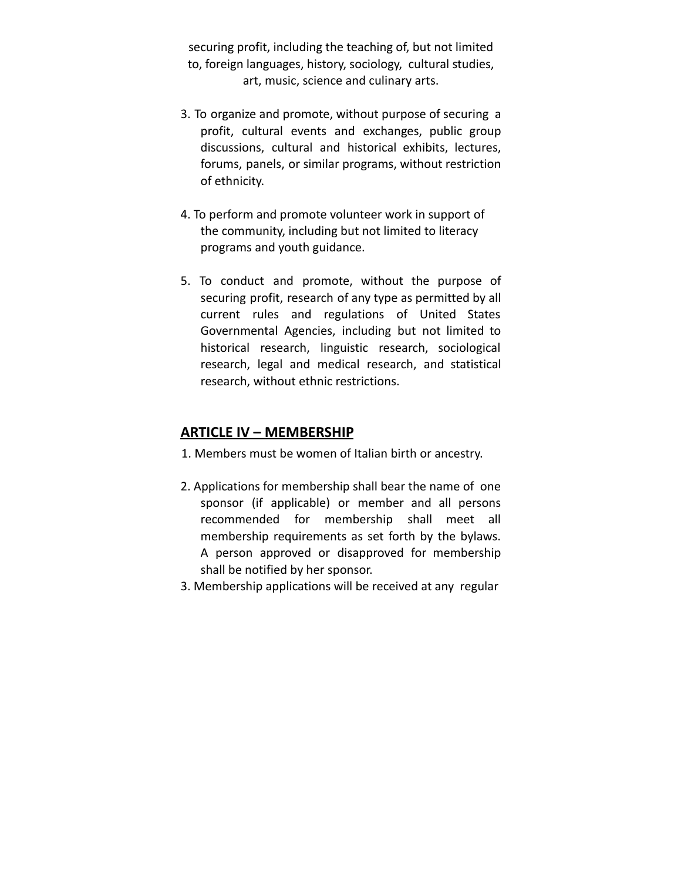securing profit, including the teaching of, but not limited to, foreign languages, history, sociology, cultural studies, art, music, science and culinary arts.

3. To organize and promote, without purpose of securing a profit, cultural events and exchanges, public group discussions, cultural and historical exhibits, lectures, forums, panels, or similar programs, without restriction of ethnicity.

4. To perform and promote volunteer work in support of the community, including but not limited to literacy programs and youth guidance.

5. To conduct and promote, without the purpose of securing profit, research of any type as permitted by all current rules and regulations of United States Governmental Agencies, including but not limited to historical research, linguistic research, sociological research, legal and medical research, and statistical research, without ethnic restrictions.

## ARTICLE IV – MEMBERSHIP

1. Members must be women of Italian birth or ancestry.

2. Applications for membership shall bear the name of one sponsor (if applicable) or member and all persons recommended for membership shall meet all membership requirements as set forth by the bylaws. A person approved or disapproved for membership shall be notified by her sponsor.
3. Membership applications will be received at any regular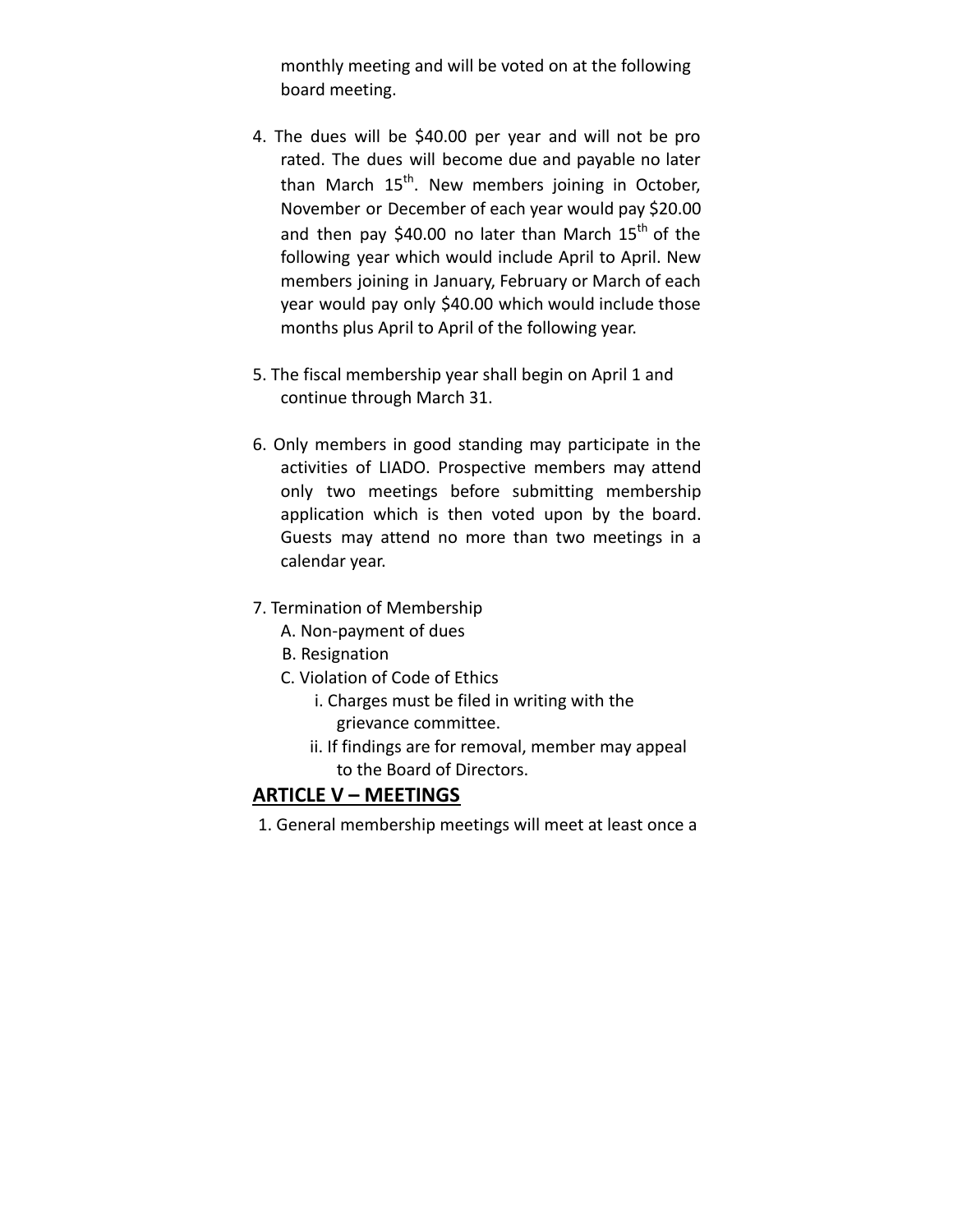monthly meeting and will be voted on at the following board meeting.

4. The dues will be $40.00 per year and will not be pro rated. The dues will become due and payable no later than March 15th. New members joining in October, November or December of each year would pay $20.00 and then pay $40.00 no later than March 15th of the following year which would include April to April. New members joining in January, February or March of each year would pay only $40.00 which would include those months plus April to April of the following year.

5. The fiscal membership year shall begin on April 1 and continue through March 31.

6. Only members in good standing may participate in the activities of LIADO. Prospective members may attend only two meetings before submitting membership application which is then voted upon by the board. Guests may attend no more than two meetings in a calendar year.

7. Termination of Membership
   - A. Non-payment of dues
   - B. Resignation
   - C. Violation of Code of Ethics
     - i. Charges must be filed in writing with the grievance committee.
     - ii. If findings are for removal, member may appeal to the Board of Directors.

## ARTICLE V – MEETINGS

1. General membership meetings will meet at least once a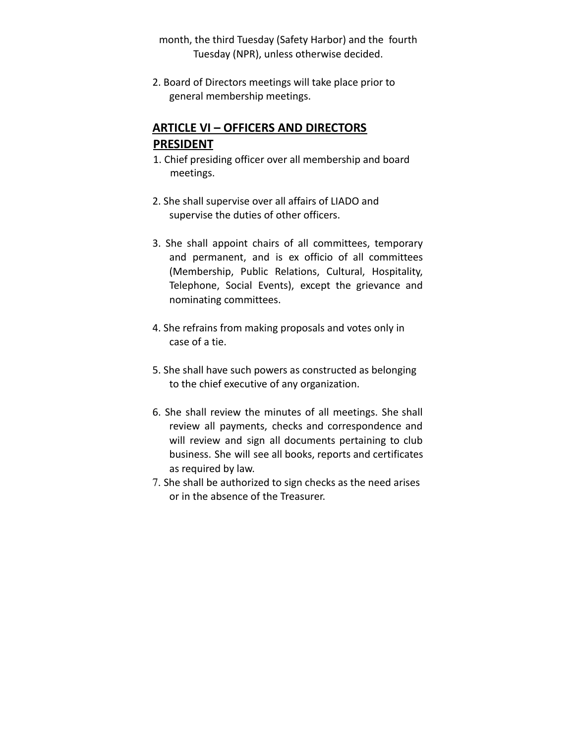month, the third Tuesday (Safety Harbor) and the fourth Tuesday (NPR), unless otherwise decided.

2. Board of Directors meetings will take place prior to general membership meetings.

## ARTICLE VI – OFFICERS AND DIRECTORS

### PRESIDENT

1. Chief presiding officer over all membership and board meetings.

2. She shall supervise over all affairs of LIADO and supervise the duties of other officers.

3. She shall appoint chairs of all committees, temporary and permanent, and is ex officio of all committees (Membership, Public Relations, Cultural, Hospitality, Telephone, Social Events), except the grievance and nominating committees.

4. She refrains from making proposals and votes only in case of a tie.

5. She shall have such powers as constructed as belonging to the chief executive of any organization.

6. She shall review the minutes of all meetings. She shall review all payments, checks and correspondence and will review and sign all documents pertaining to club business. She will see all books, reports and certificates as required by law.
7. She shall be authorized to sign checks as the need arises or in the absence of the Treasurer.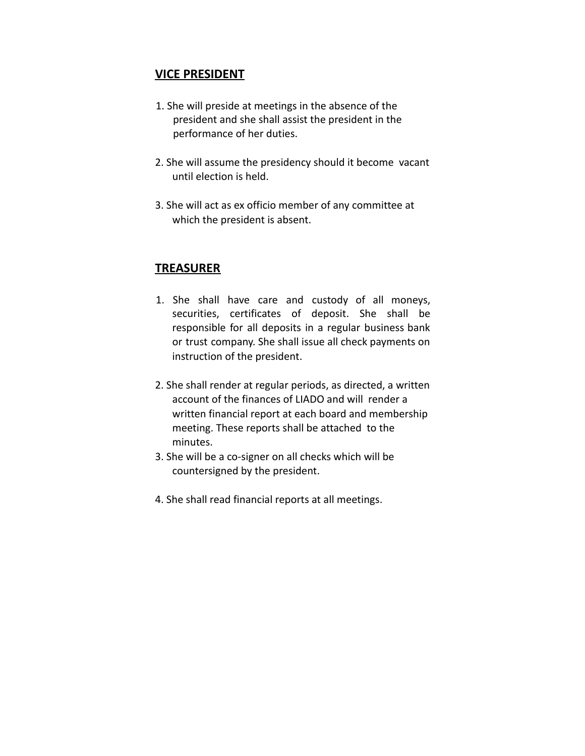## VICE PRESIDENT

1. She will preside at meetings in the absence of the president and she shall assist the president in the performance of her duties.

2. She will assume the presidency should it become vacant until election is held.

3. She will act as ex officio member of any committee at which the president is absent.

## TREASURER

1. She shall have care and custody of all moneys, securities, certificates of deposit. She shall be responsible for all deposits in a regular business bank or trust company. She shall issue all check payments on instruction of the president.

2. She shall render at regular periods, as directed, a written account of the finances of LIADO and will render a written financial report at each board and membership meeting. These reports shall be attached to the minutes.
3. She will be a co-signer on all checks which will be countersigned by the president.

4. She shall read financial reports at all meetings.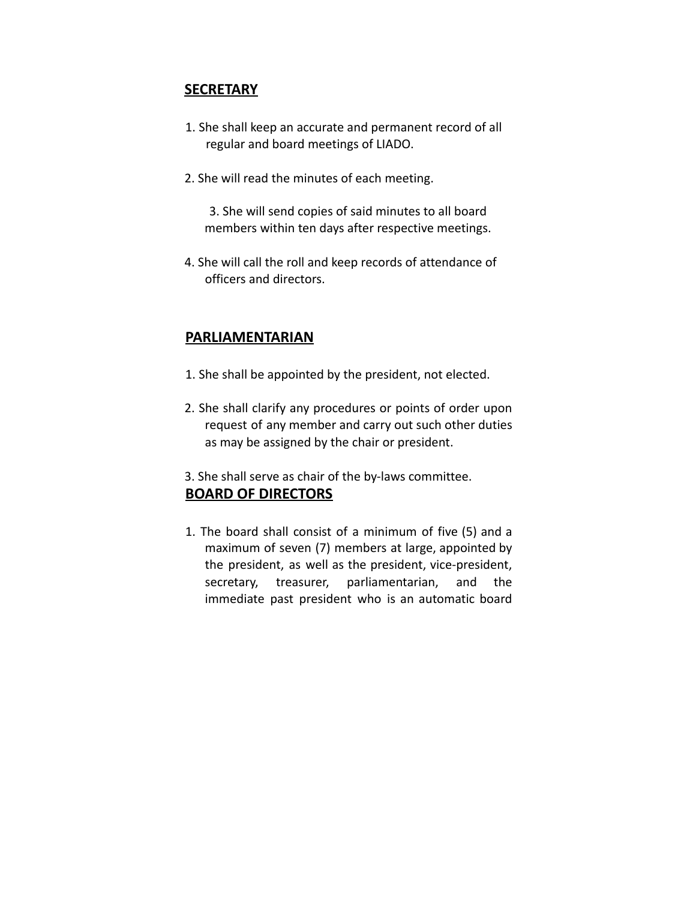## SECRETARY

1. She shall keep an accurate and permanent record of all regular and board meetings of LIADO.

2. She will read the minutes of each meeting.

3. She will send copies of said minutes to all board members within ten days after respective meetings.

4. She will call the roll and keep records of attendance of officers and directors.

## PARLIAMENTARIAN

1. She shall be appointed by the president, not elected.

2. She shall clarify any procedures or points of order upon request of any member and carry out such other duties as may be assigned by the chair or president.

3. She shall serve as chair of the by-laws committee.

## BOARD OF DIRECTORS

1. The board shall consist of a minimum of five (5) and a maximum of seven (7) members at large, appointed by the president, as well as the president, vice-president, secretary, treasurer, parliamentarian, and the immediate past president who is an automatic board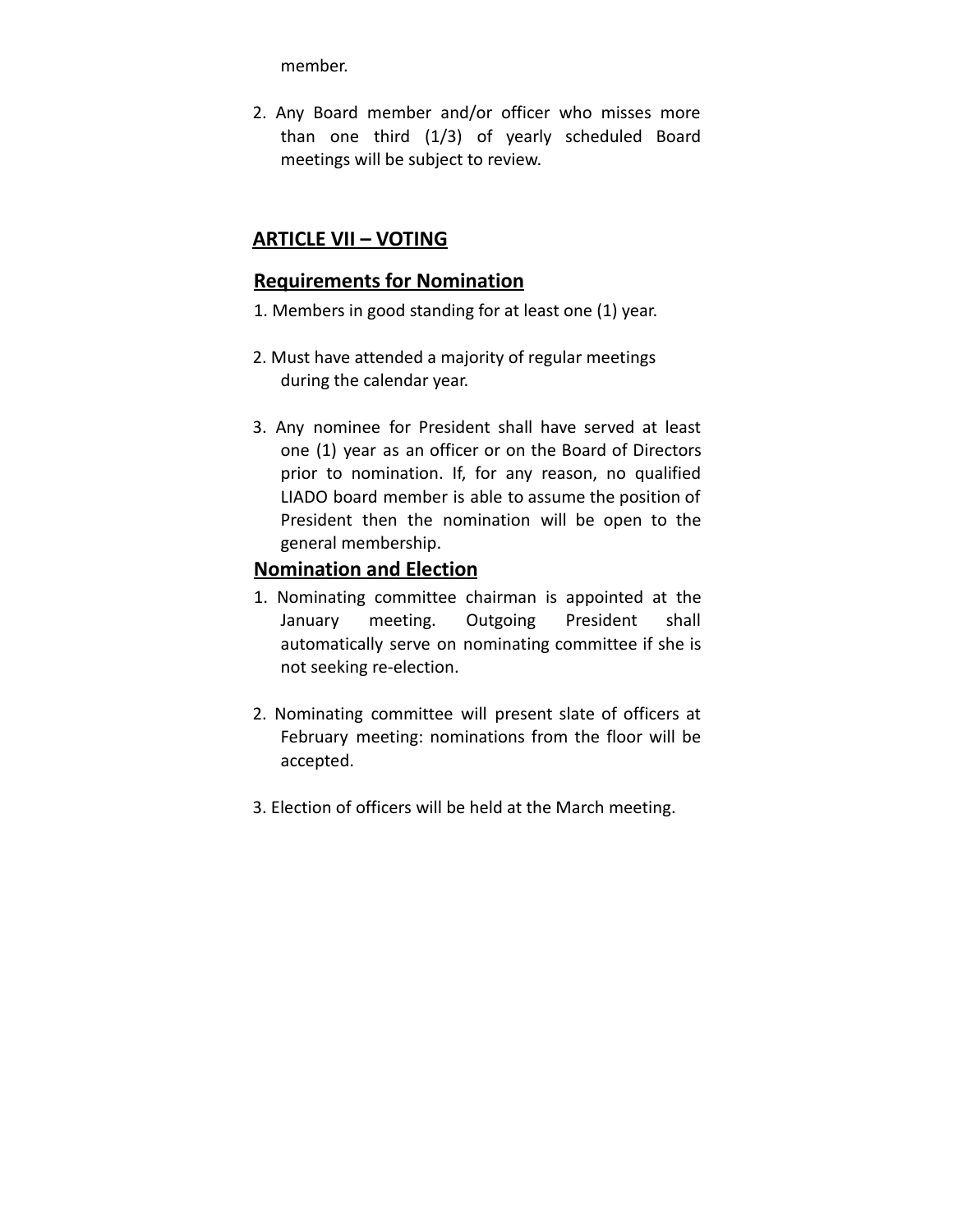member.

2. Any Board member and/or officer who misses more than one third (1/3) of yearly scheduled Board meetings will be subject to review.

## ARTICLE VII – VOTING

### Requirements for Nomination

1. Members in good standing for at least one (1) year.

2. Must have attended a majority of regular meetings during the calendar year.

3. Any nominee for President shall have served at least one (1) year as an officer or on the Board of Directors prior to nomination. If, for any reason, no qualified LIADO board member is able to assume the position of President then the nomination will be open to the general membership.

### Nomination and Election

1. Nominating committee chairman is appointed at the January meeting. Outgoing President shall automatically serve on nominating committee if she is not seeking re-election.

2. Nominating committee will present slate of officers at February meeting: nominations from the floor will be accepted.

3. Election of officers will be held at the March meeting.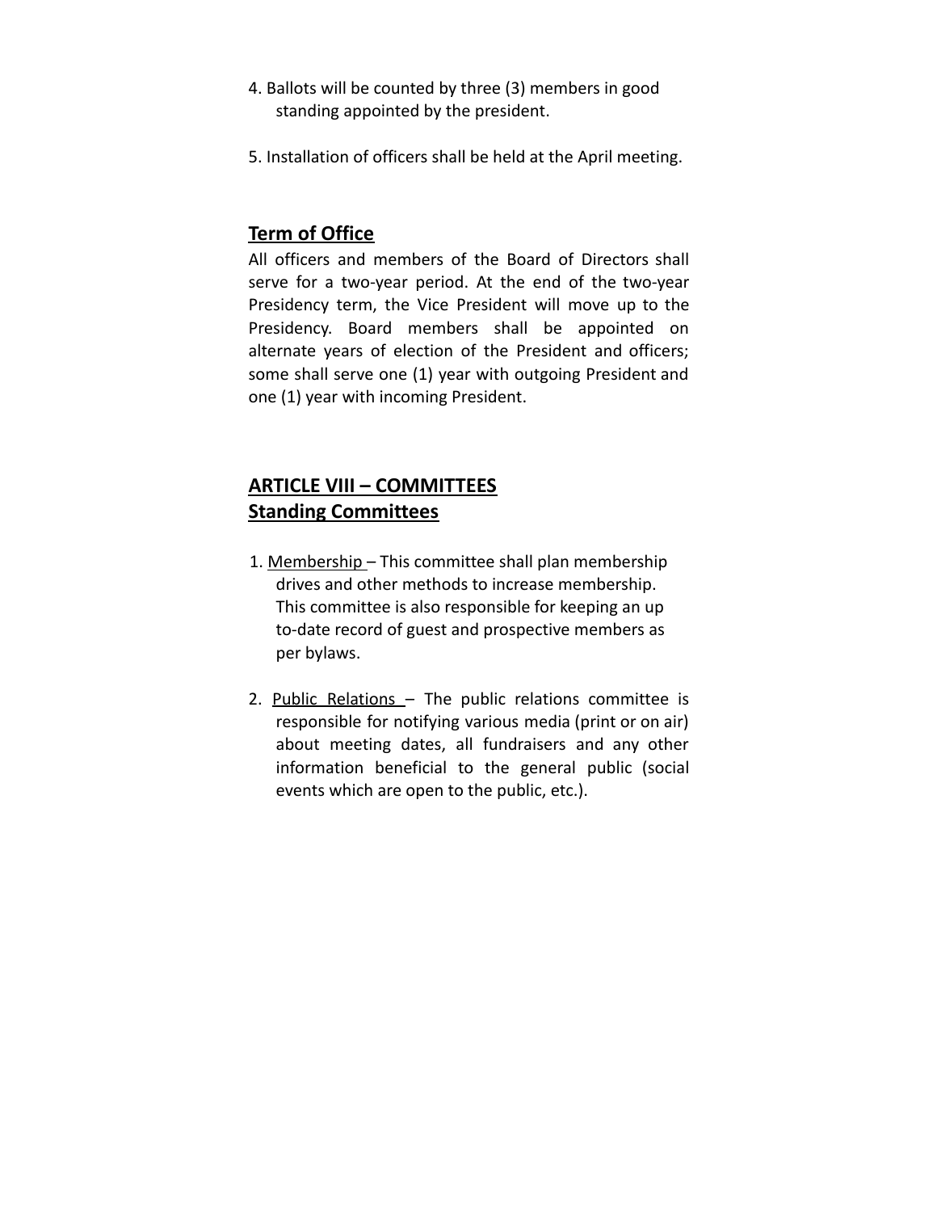4. Ballots will be counted by three (3) members in good standing appointed by the president.

5. Installation of officers shall be held at the April meeting.

## Term of Office

All officers and members of the Board of Directors shall serve for a two-year period. At the end of the two-year Presidency term, the Vice President will move up to the Presidency. Board members shall be appointed on alternate years of election of the President and officers; some shall serve one (1) year with outgoing President and one (1) year with incoming President.

## ARTICLE VIII – COMMITTEES

## Standing Committees

1. Membership – This committee shall plan membership drives and other methods to increase membership. This committee is also responsible for keeping an up to-date record of guest and prospective members as per bylaws.

2. Public Relations – The public relations committee is responsible for notifying various media (print or on air) about meeting dates, all fundraisers and any other information beneficial to the general public (social events which are open to the public, etc.).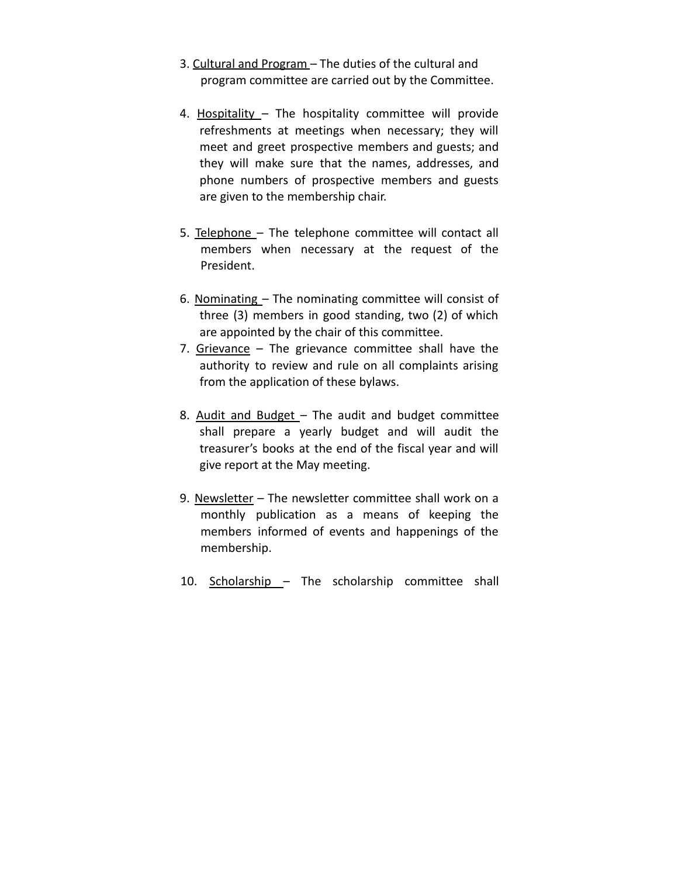3. Cultural and Program – The duties of the cultural and program committee are carried out by the Committee.

4. Hospitality – The hospitality committee will provide refreshments at meetings when necessary; they will meet and greet prospective members and guests; and they will make sure that the names, addresses, and phone numbers of prospective members and guests are given to the membership chair.

5. Telephone – The telephone committee will contact all members when necessary at the request of the President.

6. Nominating – The nominating committee will consist of three (3) members in good standing, two (2) of which are appointed by the chair of this committee.

7. Grievance – The grievance committee shall have the authority to review and rule on all complaints arising from the application of these bylaws.

8. Audit and Budget – The audit and budget committee shall prepare a yearly budget and will audit the treasurer's books at the end of the fiscal year and will give report at the May meeting.

9. Newsletter – The newsletter committee shall work on a monthly publication as a means of keeping the members informed of events and happenings of the membership.

10. Scholarship – The scholarship committee shall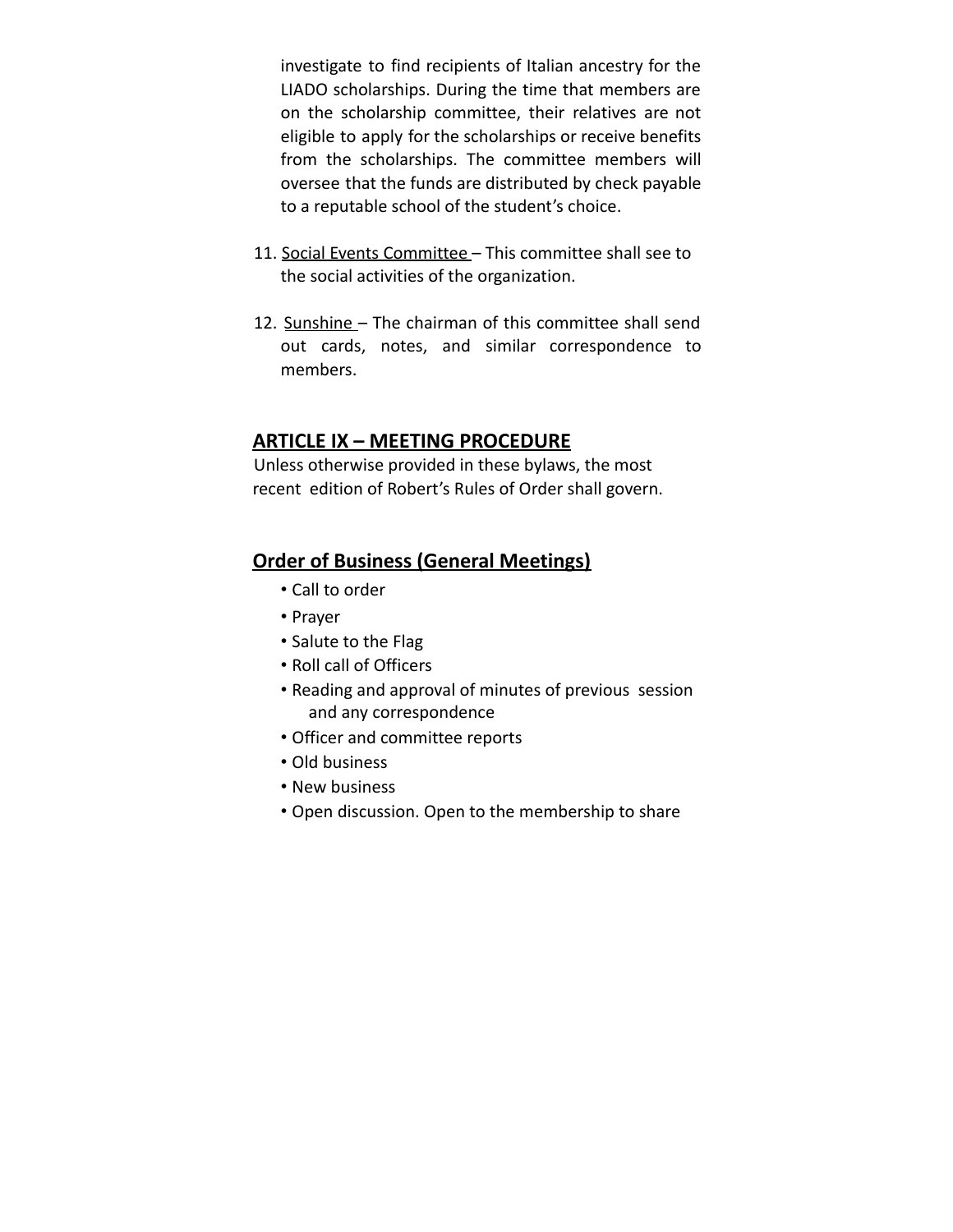investigate to find recipients of Italian ancestry for the LIADO scholarships. During the time that members are on the scholarship committee, their relatives are not eligible to apply for the scholarships or receive benefits from the scholarships. The committee members will oversee that the funds are distributed by check payable to a reputable school of the student's choice.

11. <u>Social Events Committee</u> – This committee shall see to the social activities of the organization.

12. <u>Sunshine</u> – The chairman of this committee shall send out cards, notes, and similar correspondence to members.

## ARTICLE IX – MEETING PROCEDURE

Unless otherwise provided in these bylaws, the most recent edition of Robert's Rules of Order shall govern.

## Order of Business (General Meetings)

- Call to order
- Prayer
- Salute to the Flag
- Roll call of Officers
- Reading and approval of minutes of previous session and any correspondence
- Officer and committee reports
- Old business
- New business
- Open discussion. Open to the membership to share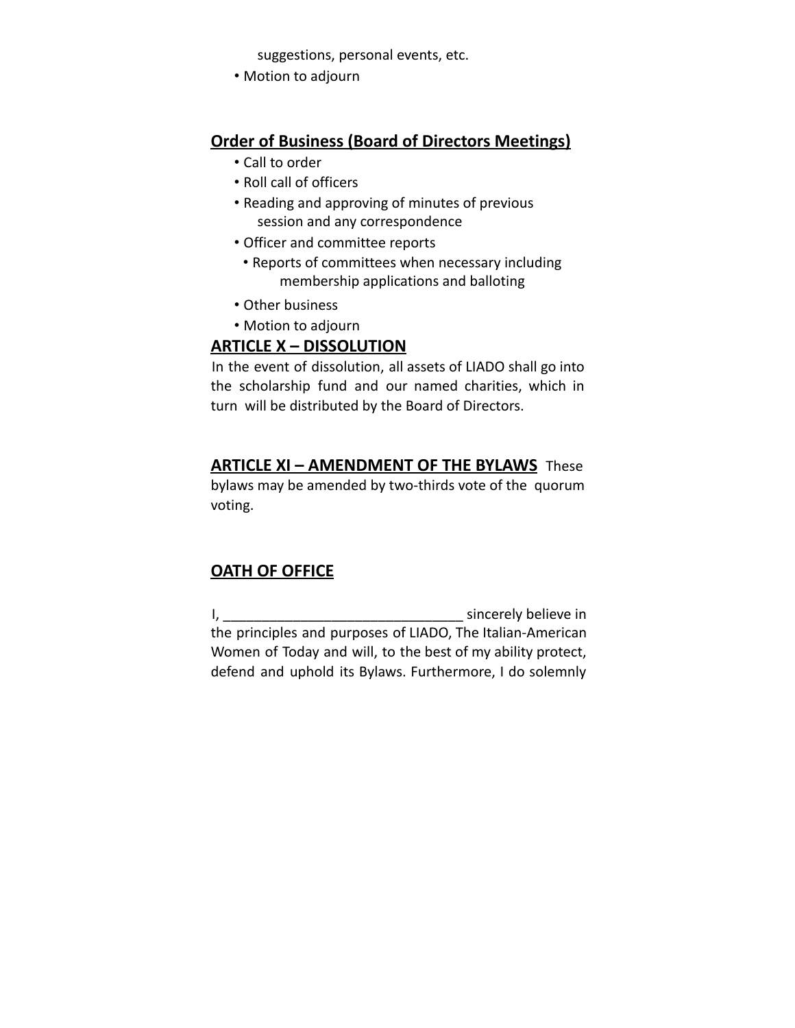suggestions, personal events, etc.

- Motion to adjourn

**Order of Business (Board of Directors Meetings)**

- Call to order
- Roll call of officers
- Reading and approving of minutes of previous session and any correspondence
- Officer and committee reports
  - Reports of committees when necessary including membership applications and balloting
- Other business
- Motion to adjourn

## ARTICLE X – DISSOLUTION

In the event of dissolution, all assets of LIADO shall go into the scholarship fund and our named charities, which in turn will be distributed by the Board of Directors.

## ARTICLE XI – AMENDMENT OF THE BYLAWS

These bylaws may be amended by two-thirds vote of the quorum voting.

## OATH OF OFFICE

I, _______________________________ sincerely believe in the principles and purposes of LIADO, The Italian-American Women of Today and will, to the best of my ability protect, defend and uphold its Bylaws. Furthermore, I do solemnly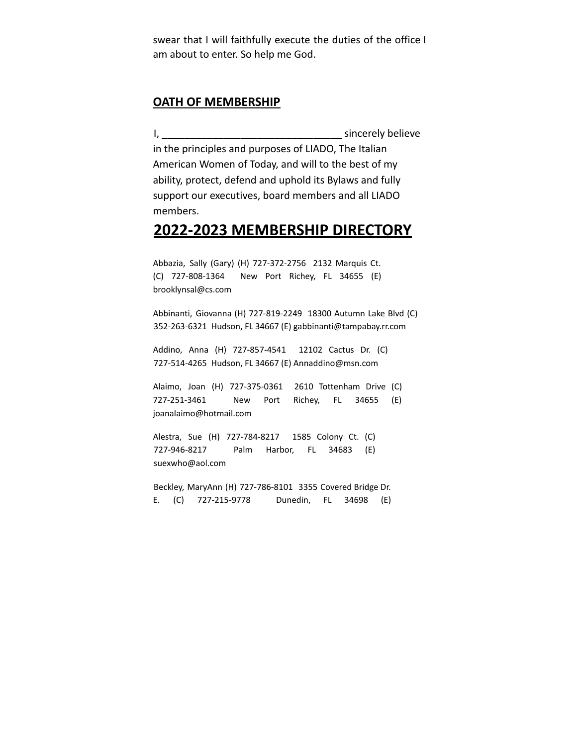swear that I will faithfully execute the duties of the office I am about to enter. So help me God.

## OATH OF MEMBERSHIP

I, _______________________________ sincerely believe in the principles and purposes of LIADO, The Italian American Women of Today, and will to the best of my ability, protect, defend and uphold its Bylaws and fully support our executives, board members and all LIADO members.

# 2022-2023 MEMBERSHIP DIRECTORY

Abbazia, Sally (Gary) (H) 727-372-2756 2132 Marquis Ct. (C) 727-808-1364 New Port Richey, FL 34655 (E) brooklynsal@cs.com

Abbinanti, Giovanna (H) 727-819-2249 18300 Autumn Lake Blvd (C) 352-263-6321 Hudson, FL 34667 (E) gabbinanti@tampabay.rr.com

Addino, Anna (H) 727-857-4541 12102 Cactus Dr. (C) 727-514-4265 Hudson, FL 34667 (E) Annaddino@msn.com

Alaimo, Joan (H) 727-375-0361 2610 Tottenham Drive (C) 727-251-3461 New Port Richey, FL 34655 (E) joanalaimo@hotmail.com

Alestra, Sue (H) 727-784-8217 1585 Colony Ct. (C) 727-946-8217 Palm Harbor, FL 34683 (E) suexwho@aol.com

Beckley, MaryAnn (H) 727-786-8101 3355 Covered Bridge Dr. E. (C) 727-215-9778 Dunedin, FL 34698 (E)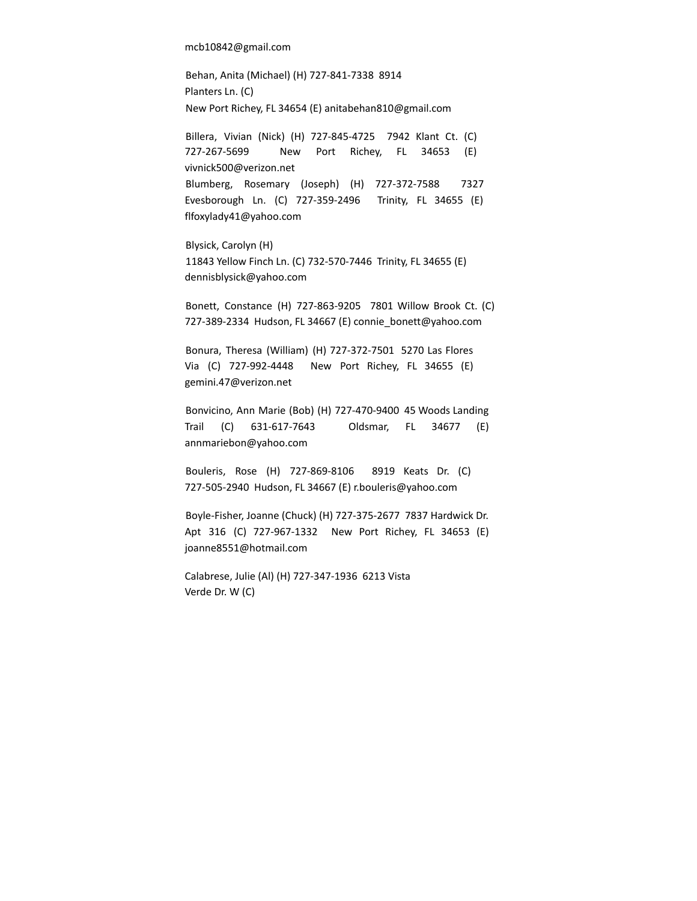mcb10842@gmail.com

Behan, Anita (Michael) (H) 727-841-7338 8914 Planters Ln. (C) New Port Richey, FL 34654 (E) anitabehan810@gmail.com

Billera, Vivian (Nick) (H) 727-845-4725 7942 Klant Ct. (C) 727-267-5699 New Port Richey, FL 34653 (E) vivnick500@verizon.net

Blumberg, Rosemary (Joseph) (H) 727-372-7588 7327 Evesborough Ln. (C) 727-359-2496 Trinity, FL 34655 (E) flfoxylady41@yahoo.com

Blysick, Carolyn (H) 11843 Yellow Finch Ln. (C) 732-570-7446 Trinity, FL 34655 (E) dennisblysick@yahoo.com

Bonett, Constance (H) 727-863-9205 7801 Willow Brook Ct. (C) 727-389-2334 Hudson, FL 34667 (E) connie_bonett@yahoo.com

Bonura, Theresa (William) (H) 727-372-7501 5270 Las Flores Via (C) 727-992-4448 New Port Richey, FL 34655 (E) gemini.47@verizon.net

Bonvicino, Ann Marie (Bob) (H) 727-470-9400 45 Woods Landing Trail (C) 631-617-7643 Oldsmar, FL 34677 (E) annmariebon@yahoo.com

Bouleris, Rose (H) 727-869-8106 8919 Keats Dr. (C) 727-505-2940 Hudson, FL 34667 (E) r.bouleris@yahoo.com

Boyle-Fisher, Joanne (Chuck) (H) 727-375-2677 7837 Hardwick Dr. Apt 316 (C) 727-967-1332 New Port Richey, FL 34653 (E) joanne8551@hotmail.com

Calabrese, Julie (Al) (H) 727-347-1936 6213 Vista Verde Dr. W (C)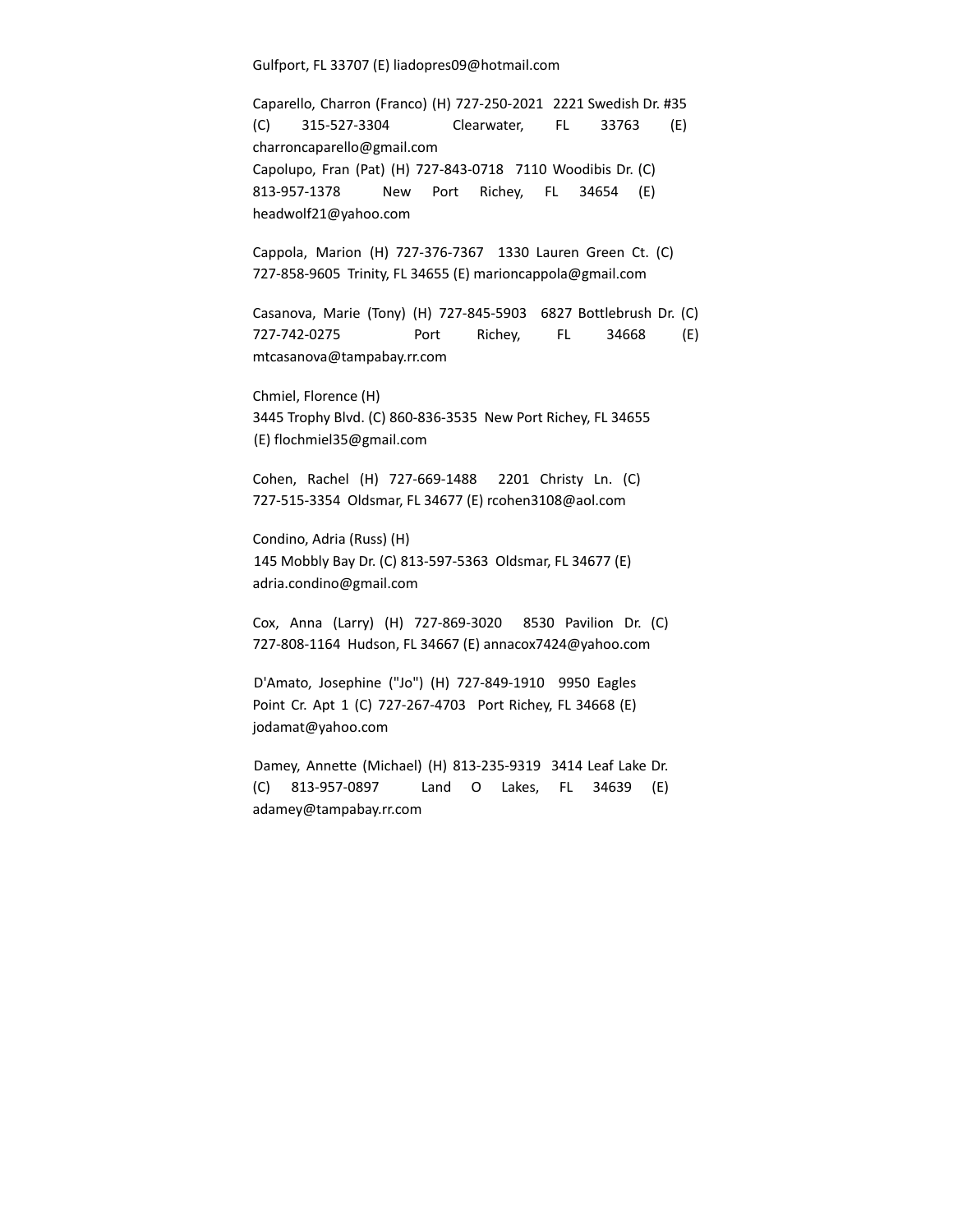Gulfport, FL 33707 (E) liadopres09@hotmail.com

Caparello, Charron (Franco) (H) 727-250-2021 2221 Swedish Dr. #35 (C) 315-527-3304 Clearwater, FL 33763 (E) charroncaparello@gmail.com
Capolupo, Fran (Pat) (H) 727-843-0718 7110 Woodibis Dr. (C) 813-957-1378 New Port Richey, FL 34654 (E) headwolf21@yahoo.com

Cappola, Marion (H) 727-376-7367 1330 Lauren Green Ct. (C) 727-858-9605 Trinity, FL 34655 (E) marioncappola@gmail.com

Casanova, Marie (Tony) (H) 727-845-5903 6827 Bottlebrush Dr. (C) 727-742-0275 Port Richey, FL 34668 (E) mtcasanova@tampabay.rr.com

Chmiel, Florence (H)
3445 Trophy Blvd. (C) 860-836-3535 New Port Richey, FL 34655
(E) flochmiel35@gmail.com

Cohen, Rachel (H) 727-669-1488 2201 Christy Ln. (C) 727-515-3354 Oldsmar, FL 34677 (E) rcohen3108@aol.com

Condino, Adria (Russ) (H)
145 Mobbly Bay Dr. (C) 813-597-5363 Oldsmar, FL 34677 (E) adria.condino@gmail.com

Cox, Anna (Larry) (H) 727-869-3020 8530 Pavilion Dr. (C) 727-808-1164 Hudson, FL 34667 (E) annacox7424@yahoo.com

D'Amato, Josephine ("Jo") (H) 727-849-1910 9950 Eagles Point Cr. Apt 1 (C) 727-267-4703 Port Richey, FL 34668 (E) jodamat@yahoo.com

Damey, Annette (Michael) (H) 813-235-9319 3414 Leaf Lake Dr. (C) 813-957-0897 Land O Lakes, FL 34639 (E) adamey@tampabay.rr.com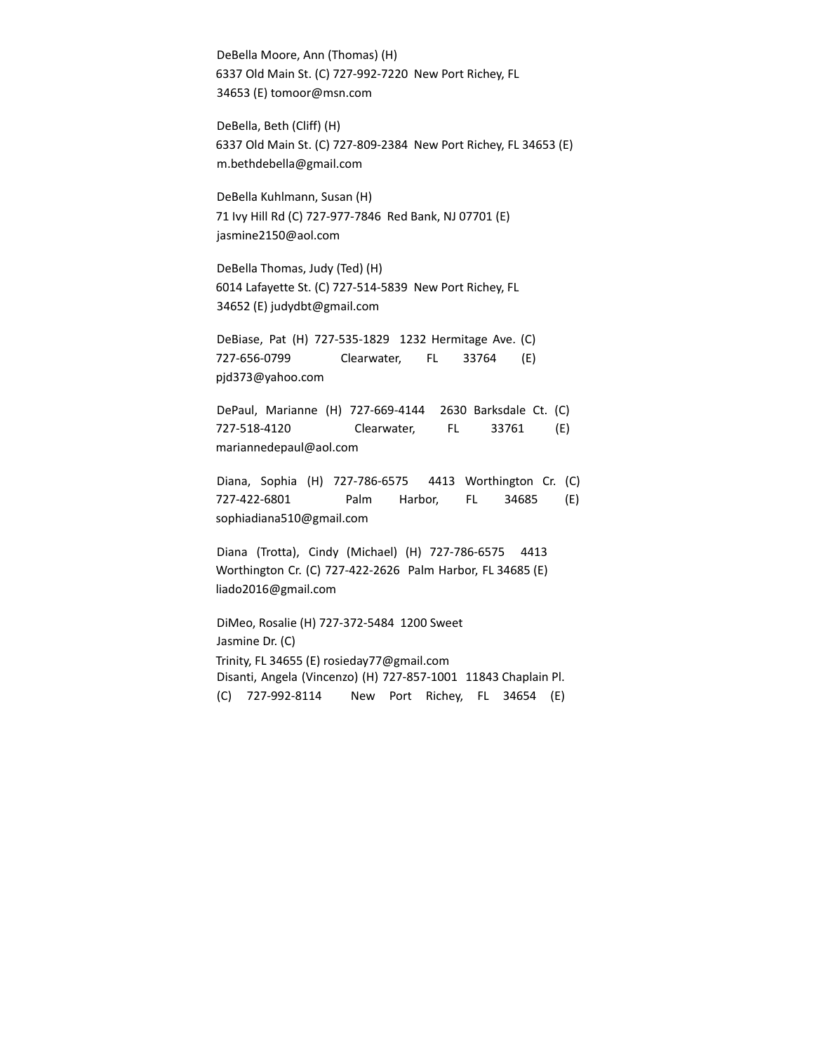DeBella Moore, Ann (Thomas) (H)
6337 Old Main St. (C) 727-992-7220 New Port Richey, FL
34653 (E) tomoor@msn.com

DeBella, Beth (Cliff) (H)
6337 Old Main St. (C) 727-809-2384 New Port Richey, FL 34653 (E)
m.bethdebella@gmail.com

DeBella Kuhlmann, Susan (H)
71 Ivy Hill Rd (C) 727-977-7846 Red Bank, NJ 07701 (E)
jasmine2150@aol.com

DeBella Thomas, Judy (Ted) (H)
6014 Lafayette St. (C) 727-514-5839 New Port Richey, FL
34652 (E) judydbt@gmail.com

DeBiase, Pat (H) 727-535-1829 1232 Hermitage Ave. (C)
727-656-0799 Clearwater, FL 33764 (E)
pjd373@yahoo.com

DePaul, Marianne (H) 727-669-4144 2630 Barksdale Ct. (C)
727-518-4120 Clearwater, FL 33761 (E)
mariannedepaul@aol.com

Diana, Sophia (H) 727-786-6575 4413 Worthington Cr. (C)
727-422-6801 Palm Harbor, FL 34685 (E)
sophiadiana510@gmail.com

Diana (Trotta), Cindy (Michael) (H) 727-786-6575 4413
Worthington Cr. (C) 727-422-2626 Palm Harbor, FL 34685 (E)
liado2016@gmail.com

DiMeo, Rosalie (H) 727-372-5484 1200 Sweet
Jasmine Dr. (C)
Trinity, FL 34655 (E) rosieday77@gmail.com

Disanti, Angela (Vincenzo) (H) 727-857-1001 11843 Chaplain Pl.
(C) 727-992-8114 New Port Richey, FL 34654 (E)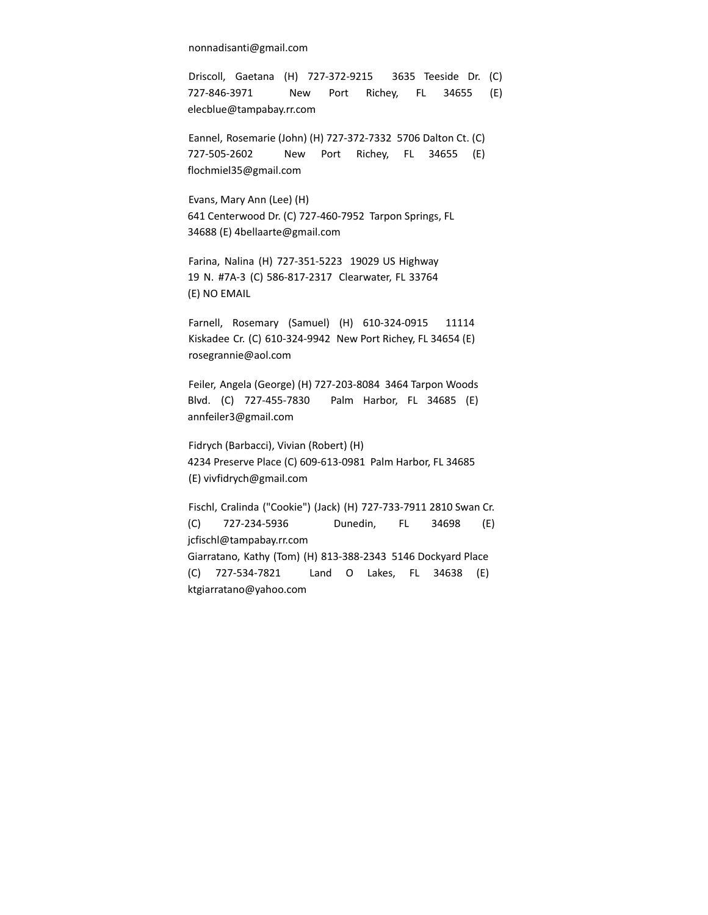nonnadisanti@gmail.com

Driscoll, Gaetana (H) 727-372-9215 3635 Teeside Dr. (C) 727-846-3971 New Port Richey, FL 34655 (E) elecblue@tampabay.rr.com

Eannel, Rosemarie (John) (H) 727-372-7332 5706 Dalton Ct. (C) 727-505-2602 New Port Richey, FL 34655 (E) flochmiel35@gmail.com

Evans, Mary Ann (Lee) (H)
641 Centerwood Dr. (C) 727-460-7952 Tarpon Springs, FL 34688 (E) 4bellaarte@gmail.com

Farina, Nalina (H) 727-351-5223 19029 US Highway 19 N. #7A-3 (C) 586-817-2317 Clearwater, FL 33764 (E) NO EMAIL

Farnell, Rosemary (Samuel) (H) 610-324-0915 11114 Kiskadee Cr. (C) 610-324-9942 New Port Richey, FL 34654 (E) rosegrannie@aol.com

Feiler, Angela (George) (H) 727-203-8084 3464 Tarpon Woods Blvd. (C) 727-455-7830 Palm Harbor, FL 34685 (E) annfeiler3@gmail.com

Fidrych (Barbacci), Vivian (Robert) (H)
4234 Preserve Place (C) 609-613-0981 Palm Harbor, FL 34685 (E) vivfidrych@gmail.com

Fischl, Cralinda ("Cookie") (Jack) (H) 727-733-7911 2810 Swan Cr. (C) 727-234-5936 Dunedin, FL 34698 (E) jcfischl@tampabay.rr.com

Giarratano, Kathy (Tom) (H) 813-388-2343 5146 Dockyard Place (C) 727-534-7821 Land O Lakes, FL 34638 (E) ktgiarratano@yahoo.com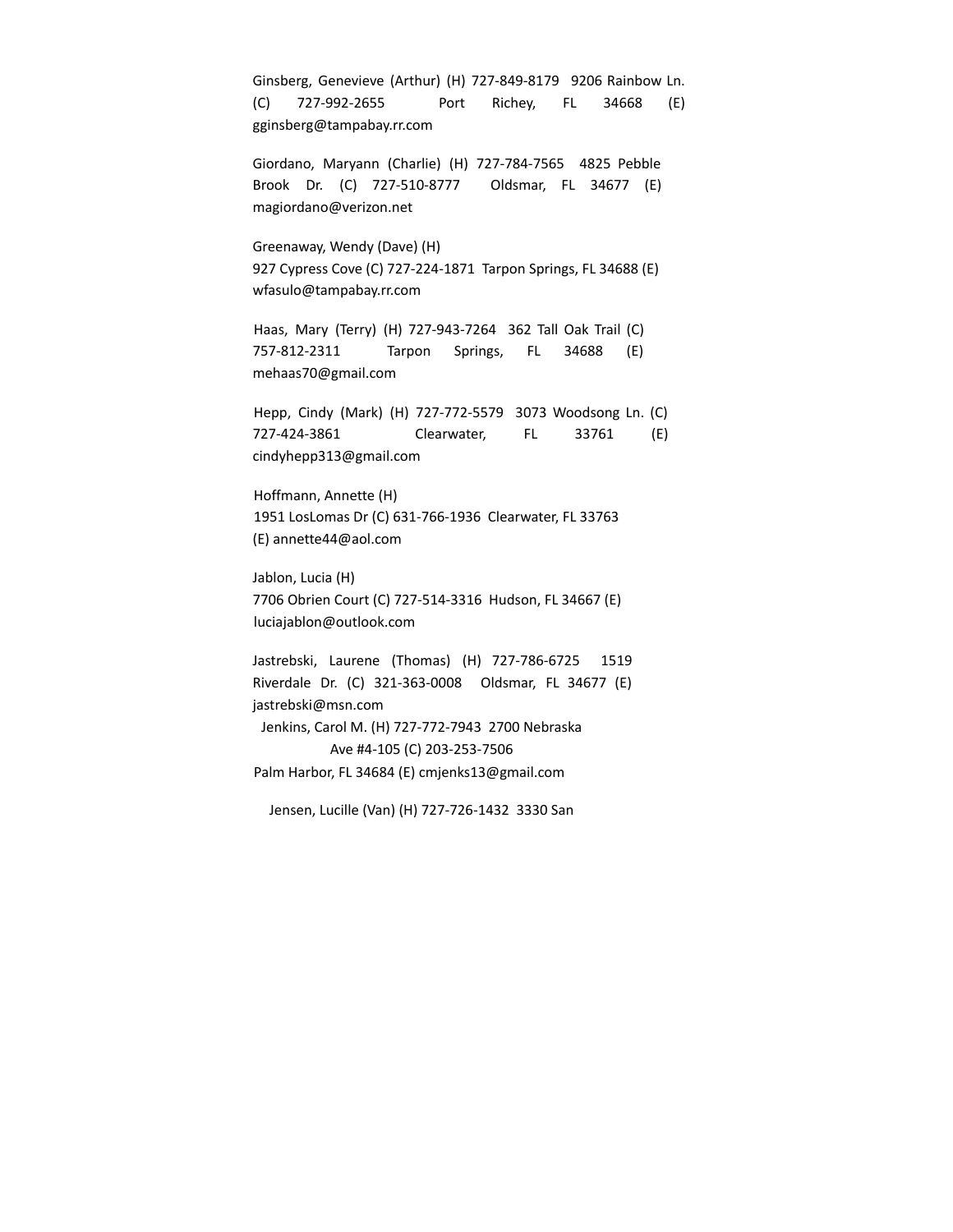Ginsberg, Genevieve (Arthur) (H) 727-849-8179 9206 Rainbow Ln. (C) 727-992-2655 Port Richey, FL 34668 (E) gginsberg@tampabay.rr.com

Giordano, Maryann (Charlie) (H) 727-784-7565 4825 Pebble Brook Dr. (C) 727-510-8777 Oldsmar, FL 34677 (E) magiordano@verizon.net

Greenaway, Wendy (Dave) (H)
927 Cypress Cove (C) 727-224-1871 Tarpon Springs, FL 34688 (E) wfasulo@tampabay.rr.com

Haas, Mary (Terry) (H) 727-943-7264 362 Tall Oak Trail (C) 757-812-2311 Tarpon Springs, FL 34688 (E) mehaas70@gmail.com

Hepp, Cindy (Mark) (H) 727-772-5579 3073 Woodsong Ln. (C) 727-424-3861 Clearwater, FL 33761 (E) cindyhepp313@gmail.com

Hoffmann, Annette (H)
1951 LosLomas Dr (C) 631-766-1936 Clearwater, FL 33763
(E) annette44@aol.com

Jablon, Lucia (H)
7706 Obrien Court (C) 727-514-3316 Hudson, FL 34667 (E) luciajablon@outlook.com

Jastrebski, Laurene (Thomas) (H) 727-786-6725 1519 Riverdale Dr. (C) 321-363-0008 Oldsmar, FL 34677 (E) jastrebski@msn.com

Jenkins, Carol M. (H) 727-772-7943 2700 Nebraska Ave #4-105 (C) 203-253-7506
Palm Harbor, FL 34684 (E) cmjenks13@gmail.com

Jensen, Lucille (Van) (H) 727-726-1432 3330 San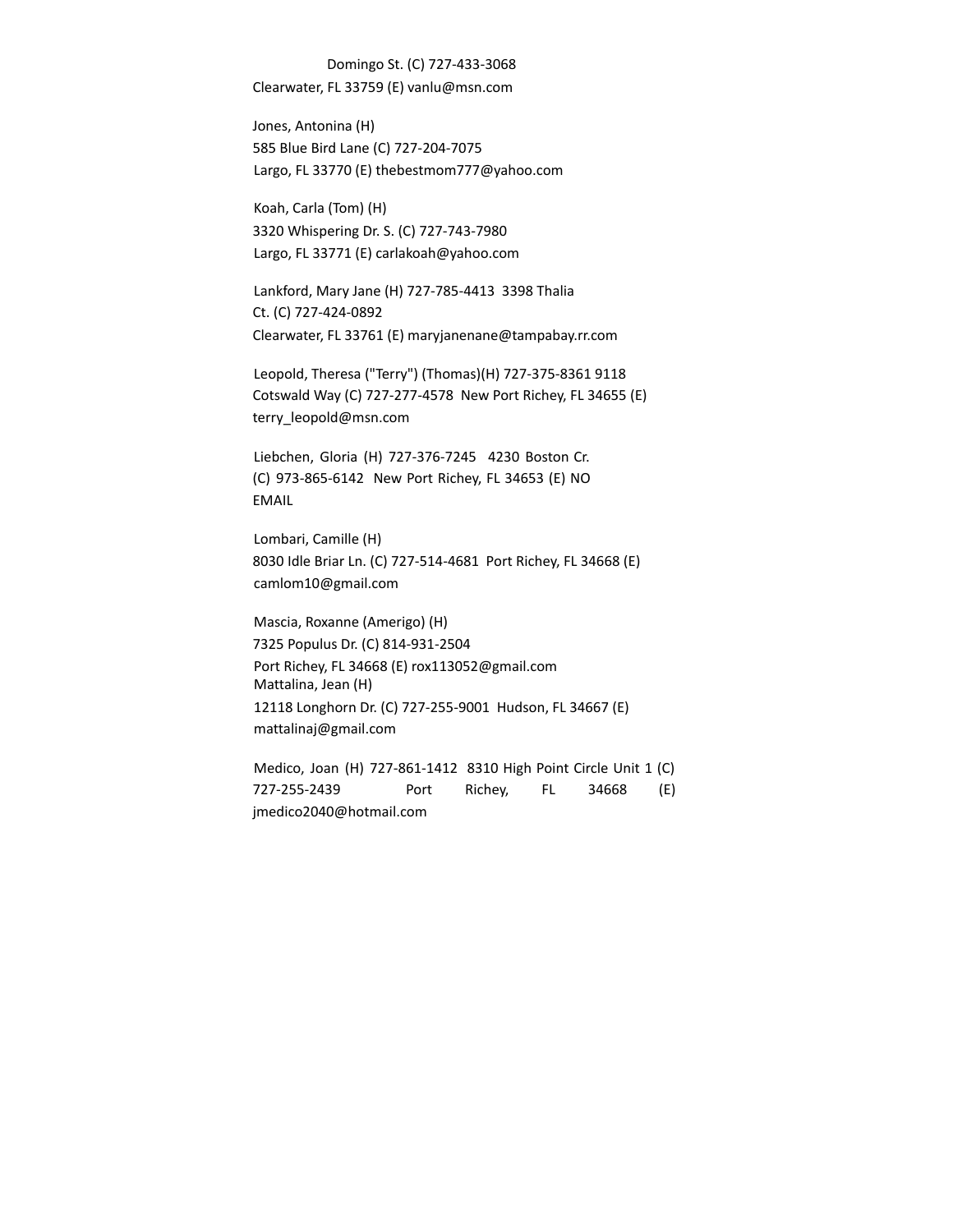Domingo St. (C) 727-433-3068
Clearwater, FL 33759 (E) vanlu@msn.com

Jones, Antonina (H)
585 Blue Bird Lane (C) 727-204-7075
Largo, FL 33770 (E) thebestmom777@yahoo.com

Koah, Carla (Tom) (H)
3320 Whispering Dr. S. (C) 727-743-7980
Largo, FL 33771 (E) carlakoah@yahoo.com

Lankford, Mary Jane (H) 727-785-4413 3398 Thalia Ct. (C) 727-424-0892
Clearwater, FL 33761 (E) maryjanenane@tampabay.rr.com

Leopold, Theresa ("Terry") (Thomas)(H) 727-375-8361 9118 Cotswald Way (C) 727-277-4578 New Port Richey, FL 34655 (E) terry_leopold@msn.com

Liebchen, Gloria (H) 727-376-7245 4230 Boston Cr. (C) 973-865-6142 New Port Richey, FL 34653 (E) NO EMAIL

Lombari, Camille (H)
8030 Idle Briar Ln. (C) 727-514-4681 Port Richey, FL 34668 (E) camlom10@gmail.com

Mascia, Roxanne (Amerigo) (H)
7325 Populus Dr. (C) 814-931-2504
Port Richey, FL 34668 (E) rox113052@gmail.com

Mattalina, Jean (H)
12118 Longhorn Dr. (C) 727-255-9001 Hudson, FL 34667 (E) mattalinaj@gmail.com

Medico, Joan (H) 727-861-1412 8310 High Point Circle Unit 1 (C) 727-255-2439 Port Richey, FL 34668 (E) jmedico2040@hotmail.com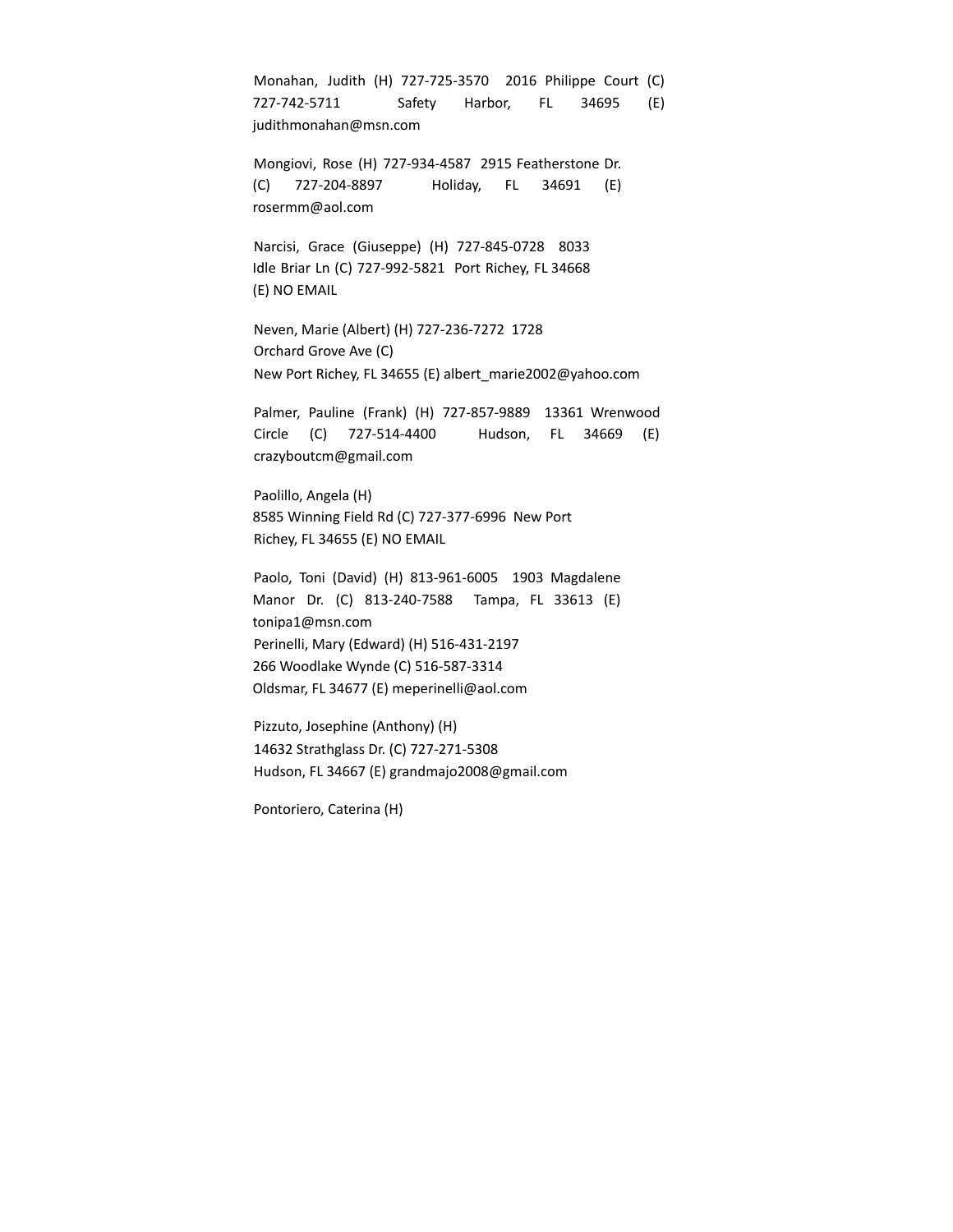Monahan, Judith (H) 727-725-3570 2016 Philippe Court (C) 727-742-5711 Safety Harbor, FL 34695 (E) judithmonahan@msn.com

Mongiovi, Rose (H) 727-934-4587 2915 Featherstone Dr. (C) 727-204-8897 Holiday, FL 34691 (E) rosermm@aol.com

Narcisi, Grace (Giuseppe) (H) 727-845-0728 8033 Idle Briar Ln (C) 727-992-5821 Port Richey, FL 34668 (E) NO EMAIL

Neven, Marie (Albert) (H) 727-236-7272 1728 Orchard Grove Ave (C) New Port Richey, FL 34655 (E) albert_marie2002@yahoo.com

Palmer, Pauline (Frank) (H) 727-857-9889 13361 Wrenwood Circle (C) 727-514-4400 Hudson, FL 34669 (E) crazyboutcm@gmail.com

Paolillo, Angela (H) 8585 Winning Field Rd (C) 727-377-6996 New Port Richey, FL 34655 (E) NO EMAIL

Paolo, Toni (David) (H) 813-961-6005 1903 Magdalene Manor Dr. (C) 813-240-7588 Tampa, FL 33613 (E) tonipa1@msn.com

Perinelli, Mary (Edward) (H) 516-431-2197 266 Woodlake Wynde (C) 516-587-3314 Oldsmar, FL 34677 (E) meperinelli@aol.com

Pizzuto, Josephine (Anthony) (H) 14632 Strathglass Dr. (C) 727-271-5308 Hudson, FL 34667 (E) grandmajo2008@gmail.com

Pontoriero, Caterina (H)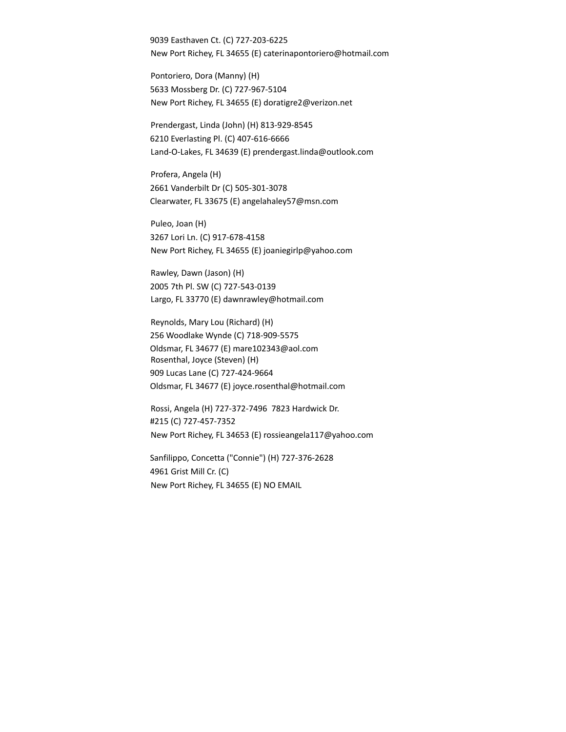9039 Easthaven Ct. (C) 727-203-6225
New Port Richey, FL 34655 (E) caterinapontoriero@hotmail.com

Pontoriero, Dora (Manny) (H)
5633 Mossberg Dr. (C) 727-967-5104
New Port Richey, FL 34655 (E) doratigre2@verizon.net

Prendergast, Linda (John) (H) 813-929-8545
6210 Everlasting Pl. (C) 407-616-6666
Land-O-Lakes, FL 34639 (E) prendergast.linda@outlook.com

Profera, Angela (H)
2661 Vanderbilt Dr (C) 505-301-3078
Clearwater, FL 33675 (E) angelahaley57@msn.com

Puleo, Joan (H)
3267 Lori Ln. (C) 917-678-4158
New Port Richey, FL 34655 (E) joaniegirlp@yahoo.com

Rawley, Dawn (Jason) (H)
2005 7th Pl. SW (C) 727-543-0139
Largo, FL 33770 (E) dawnrawley@hotmail.com

Reynolds, Mary Lou (Richard) (H)
256 Woodlake Wynde (C) 718-909-5575
Oldsmar, FL 34677 (E) mare102343@aol.com

Rosenthal, Joyce (Steven) (H)
909 Lucas Lane (C) 727-424-9664
Oldsmar, FL 34677 (E) joyce.rosenthal@hotmail.com

Rossi, Angela (H) 727-372-7496 7823 Hardwick Dr.
#215 (C) 727-457-7352
New Port Richey, FL 34653 (E) rossieangela117@yahoo.com

Sanfilippo, Concetta ("Connie") (H) 727-376-2628
4961 Grist Mill Cr. (C)
New Port Richey, FL 34655 (E) NO EMAIL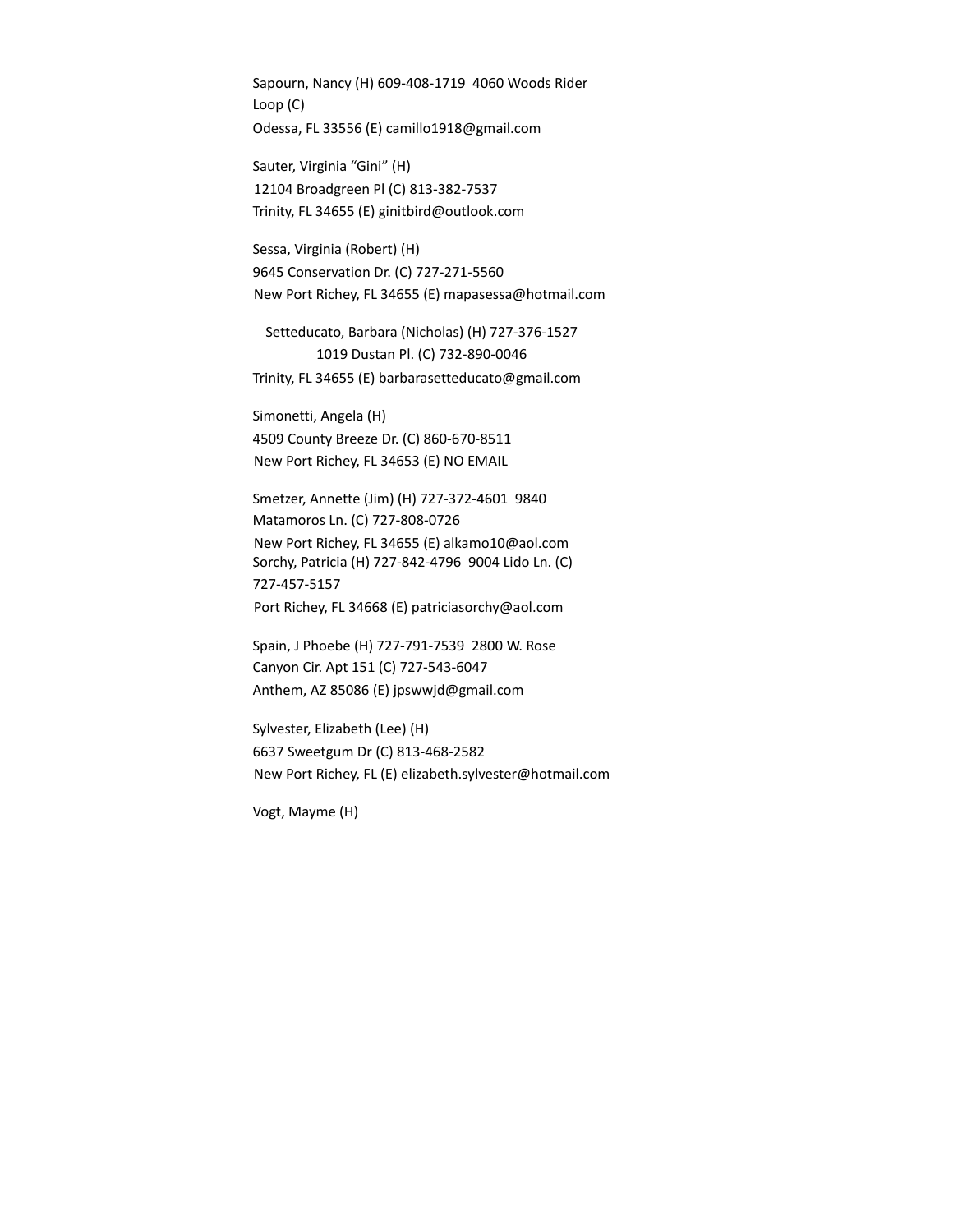Sapourn, Nancy (H) 609-408-1719 4060 Woods Rider Loop (C)
Odessa, FL 33556 (E) camillo1918@gmail.com

Sauter, Virginia "Gini" (H)
12104 Broadgreen Pl (C) 813-382-7537
Trinity, FL 34655 (E) ginitbird@outlook.com

Sessa, Virginia (Robert) (H)
9645 Conservation Dr. (C) 727-271-5560
New Port Richey, FL 34655 (E) mapasessa@hotmail.com

Setteducato, Barbara (Nicholas) (H) 727-376-1527
1019 Dustan Pl. (C) 732-890-0046
Trinity, FL 34655 (E) barbarasetteducato@gmail.com

Simonetti, Angela (H)
4509 County Breeze Dr. (C) 860-670-8511
New Port Richey, FL 34653 (E) NO EMAIL

Smetzer, Annette (Jim) (H) 727-372-4601 9840 Matamoros Ln. (C) 727-808-0726
New Port Richey, FL 34655 (E) alkamo10@aol.com

Sorchy, Patricia (H) 727-842-4796 9004 Lido Ln. (C) 727-457-5157
Port Richey, FL 34668 (E) patriciasorchy@aol.com

Spain, J Phoebe (H) 727-791-7539 2800 W. Rose Canyon Cir. Apt 151 (C) 727-543-6047
Anthem, AZ 85086 (E) jpswwjd@gmail.com

Sylvester, Elizabeth (Lee) (H)
6637 Sweetgum Dr (C) 813-468-2582
New Port Richey, FL (E) elizabeth.sylvester@hotmail.com

Vogt, Mayme (H)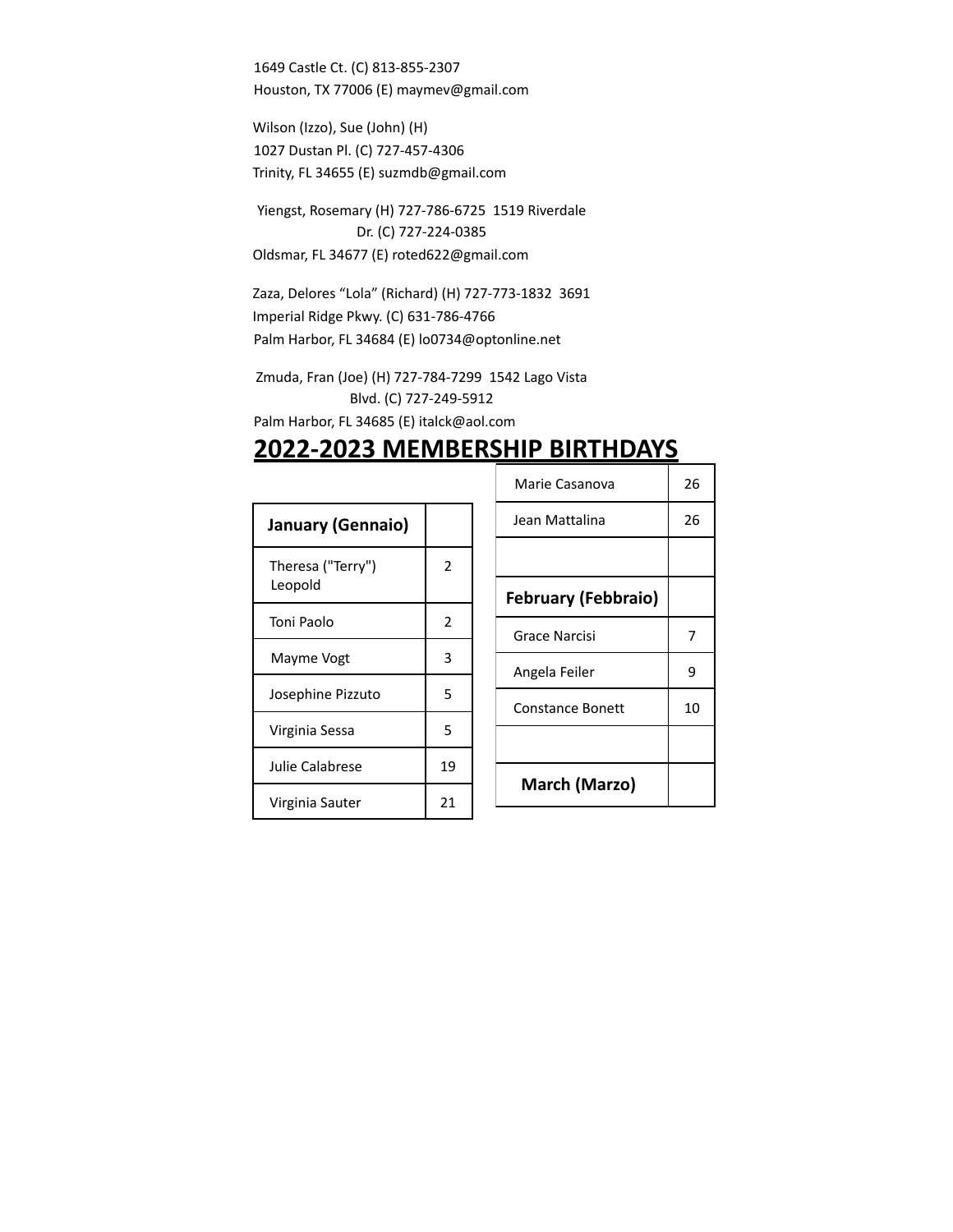1649 Castle Ct. (C) 813-855-2307
Houston, TX 77006 (E) maymev@gmail.com

Wilson (Izzo), Sue (John) (H)
1027 Dustan Pl. (C) 727-457-4306
Trinity, FL 34655 (E) suzmdb@gmail.com

Yiengst, Rosemary (H) 727-786-6725 1519 Riverdale Dr. (C) 727-224-0385
Oldsmar, FL 34677 (E) roted622@gmail.com

Zaza, Delores "Lola" (Richard) (H) 727-773-1832 3691 Imperial Ridge Pkwy. (C) 631-786-4766
Palm Harbor, FL 34684 (E) lo0734@optonline.net

Zmuda, Fran (Joe) (H) 727-784-7299 1542 Lago Vista Blvd. (C) 727-249-5912
Palm Harbor, FL 34685 (E) italck@aol.com

# 2022-2023 MEMBERSHIP BIRTHDAYS

| **January (Gennaio)** | |
|---|---|
| Theresa ("Terry") Leopold | 2 |
| Toni Paolo | 2 |
| Mayme Vogt | 3 |
| Josephine Pizzuto | 5 |
| Virginia Sessa | 5 |
| Julie Calabrese | 19 |
| Virginia Sauter | 21 |
| Marie Casanova | 26 |
| Jean Mattalina | 26 |
| | |
| **February (Febbraio)** | |
| Grace Narcisi | 7 |
| Angela Feiler | 9 |
| Constance Bonett | 10 |
| | |
| **March (Marzo)** | |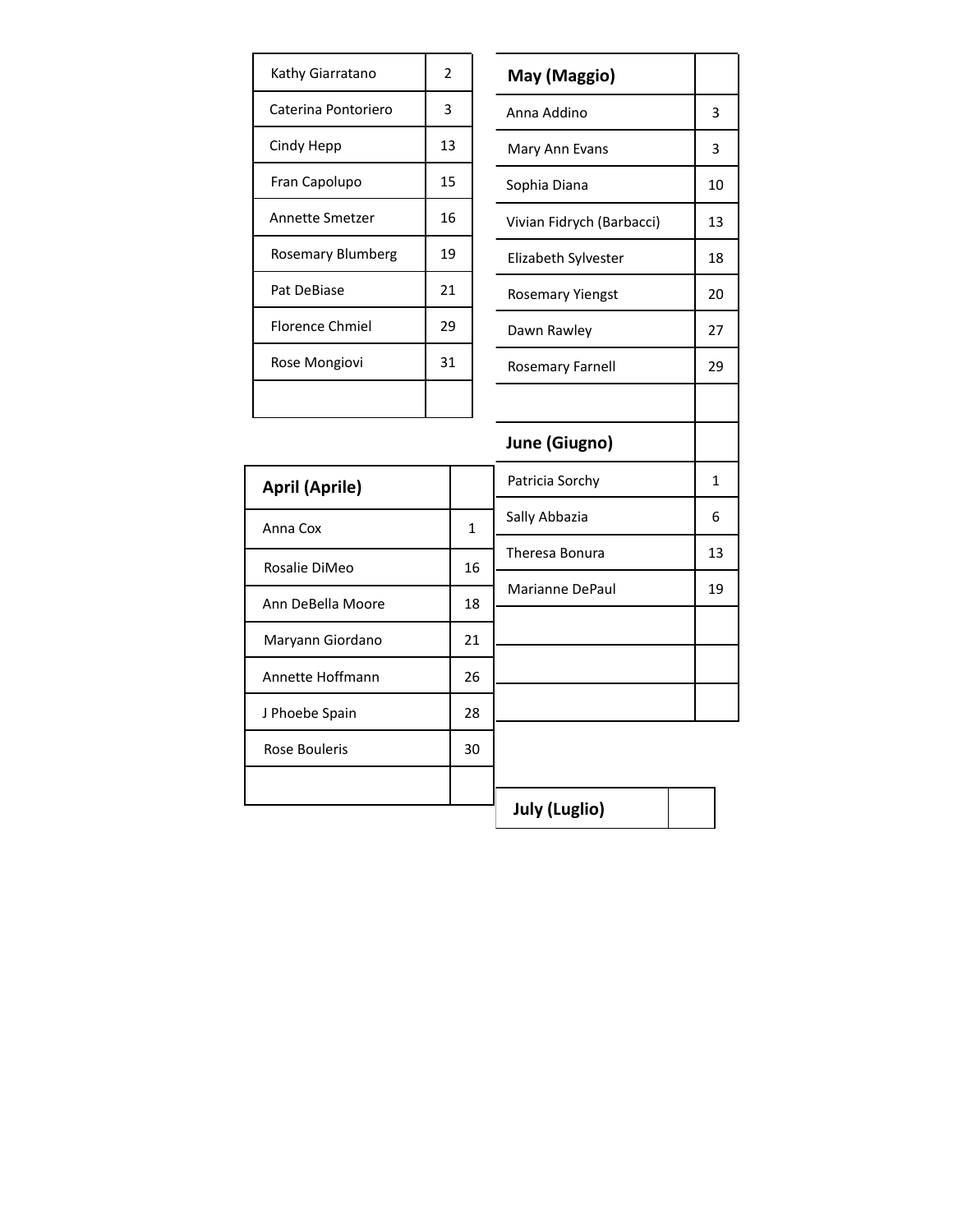| | |
|---|---|
| Kathy Giarratano | 2 |
| Caterina Pontoriero | 3 |
| Cindy Hepp | 13 |
| Fran Capolupo | 15 |
| Annette Smetzer | 16 |
| Rosemary Blumberg | 19 |
| Pat DeBiase | 21 |
| Florence Chmiel | 29 |
| Rose Mongiovi | 31 |
| | |

| **April (Aprile)** | |
|---|---|
| Anna Cox | 1 |
| Rosalie DiMeo | 16 |
| Ann DeBella Moore | 18 |
| Maryann Giordano | 21 |
| Annette Hoffmann | 26 |
| J Phoebe Spain | 28 |
| Rose Bouleris | 30 |
| | |

| **May (Maggio)** | |
|---|---|
| Anna Addino | 3 |
| Mary Ann Evans | 3 |
| Sophia Diana | 10 |
| Vivian Fidrych (Barbacci) | 13 |
| Elizabeth Sylvester | 18 |
| Rosemary Yiengst | 20 |
| Dawn Rawley | 27 |
| Rosemary Farnell | 29 |
| | |

| **June (Giugno)** | |
|---|---|
| Patricia Sorchy | 1 |
| Sally Abbazia | 6 |
| Theresa Bonura | 13 |
| Marianne DePaul | 19 |
| | |
| | |
| | |

| **July (Luglio)** | |
|---|---|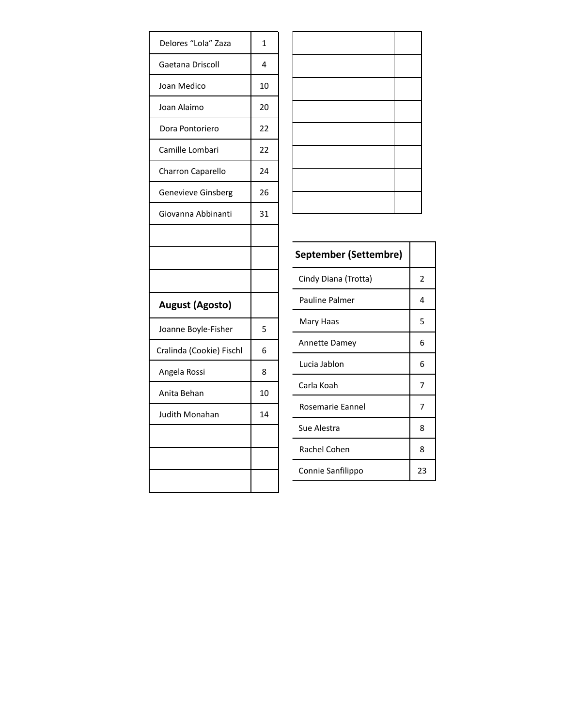| | |
|---|---|
| Delores "Lola" Zaza | 1 |
| Gaetana Driscoll | 4 |
| Joan Medico | 10 |
| Joan Alaimo | 20 |
| Dora Pontoriero | 22 |
| Camille Lombari | 22 |
| Charron Caparello | 24 |
| Genevieve Ginsberg | 26 |
| Giovanna Abbinanti | 31 |
| | |
| | |
| | |
| **August (Agosto)** | |
| Joanne Boyle-Fisher | 5 |
| Cralinda (Cookie) Fischl | 6 |
| Angela Rossi | 8 |
| Anita Behan | 10 |
| Judith Monahan | 14 |
| | |
| | |
| | |

| **September (Settembre)** | |
|---|---|
| Cindy Diana (Trotta) | 2 |
| Pauline Palmer | 4 |
| Mary Haas | 5 |
| Annette Damey | 6 |
| Lucia Jablon | 6 |
| Carla Koah | 7 |
| Rosemarie Eannel | 7 |
| Sue Alestra | 8 |
| Rachel Cohen | 8 |
| Connie Sanfilippo | 23 |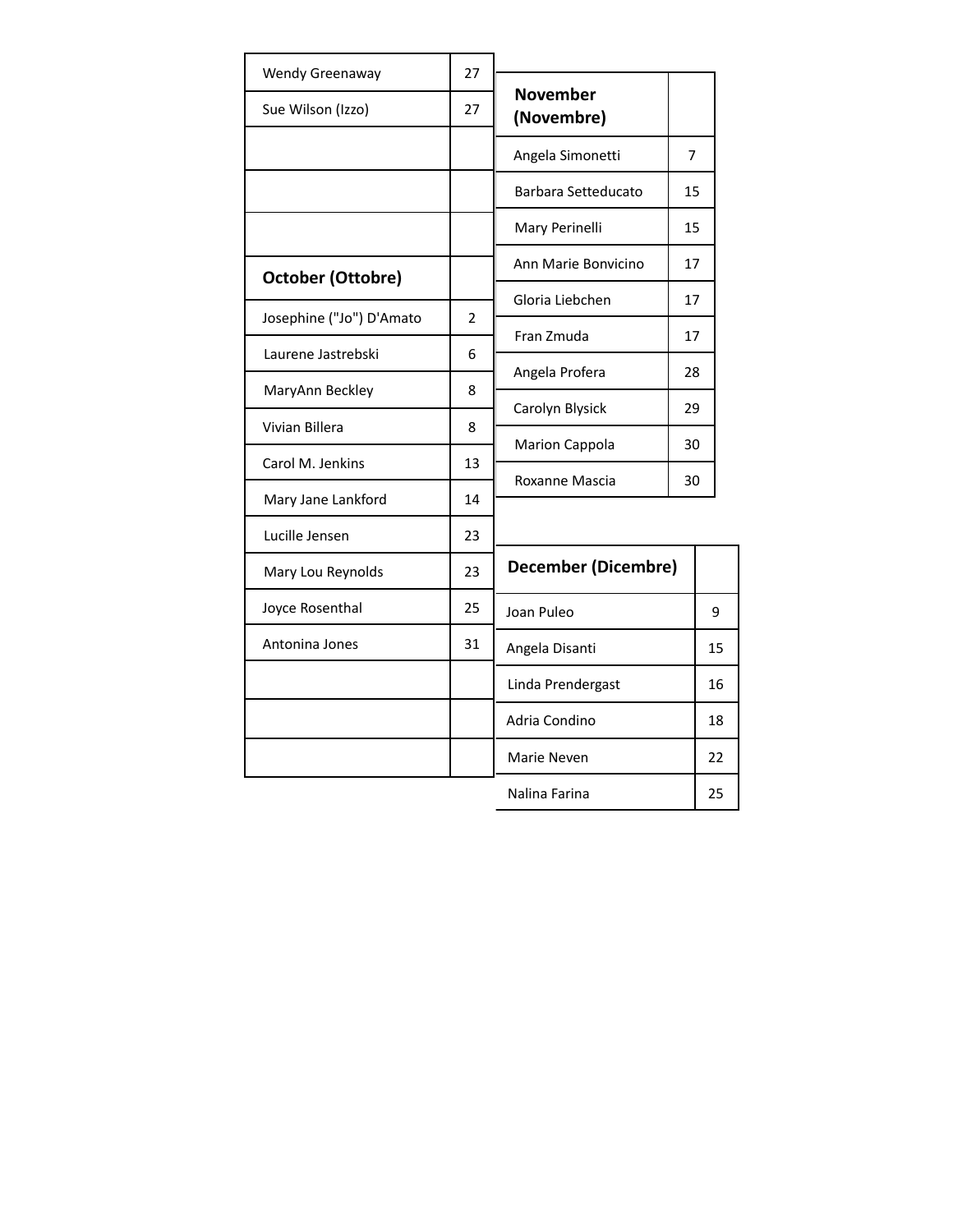| | |
|---|---|
| Wendy Greenaway | 27 |
| Sue Wilson (Izzo) | 27 |
| | |
| | |
| | |
| **October (Ottobre)** | |
| Josephine ("Jo") D'Amato | 2 |
| Laurene Jastrebski | 6 |
| MaryAnn Beckley | 8 |
| Vivian Billera | 8 |
| Carol M. Jenkins | 13 |
| Mary Jane Lankford | 14 |
| Lucille Jensen | 23 |
| Mary Lou Reynolds | 23 |
| Joyce Rosenthal | 25 |
| Antonina Jones | 31 |
| | |
| | |
| | |

| **November (Novembre)** | |
|---|---|
| Angela Simonetti | 7 |
| Barbara Setteducato | 15 |
| Mary Perinelli | 15 |
| Ann Marie Bonvicino | 17 |
| Gloria Liebchen | 17 |
| Fran Zmuda | 17 |
| Angela Profera | 28 |
| Carolyn Blysick | 29 |
| Marion Cappola | 30 |
| Roxanne Mascia | 30 |

| **December (Dicembre)** | |
|---|---|
| Joan Puleo | 9 |
| Angela Disanti | 15 |
| Linda Prendergast | 16 |
| Adria Condino | 18 |
| Marie Neven | 22 |
| Nalina Farina | 25 |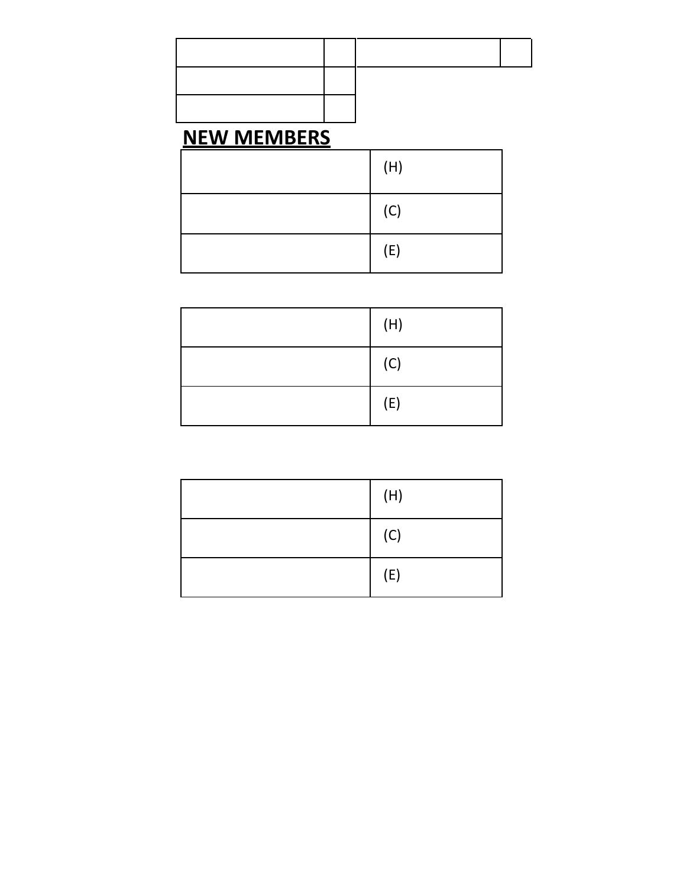| | | | |
|---|---|---|---|
| | | | |
| | | | |
| | | | |

## NEW MEMBERS

| | |
|---|---|
| | (H) |
| | (C) |
| | (E) |

| | |
|---|---|
| | (H) |
| | (C) |
| | (E) |

| | |
|---|---|
| | (H) |
| | (C) |
| | (E) |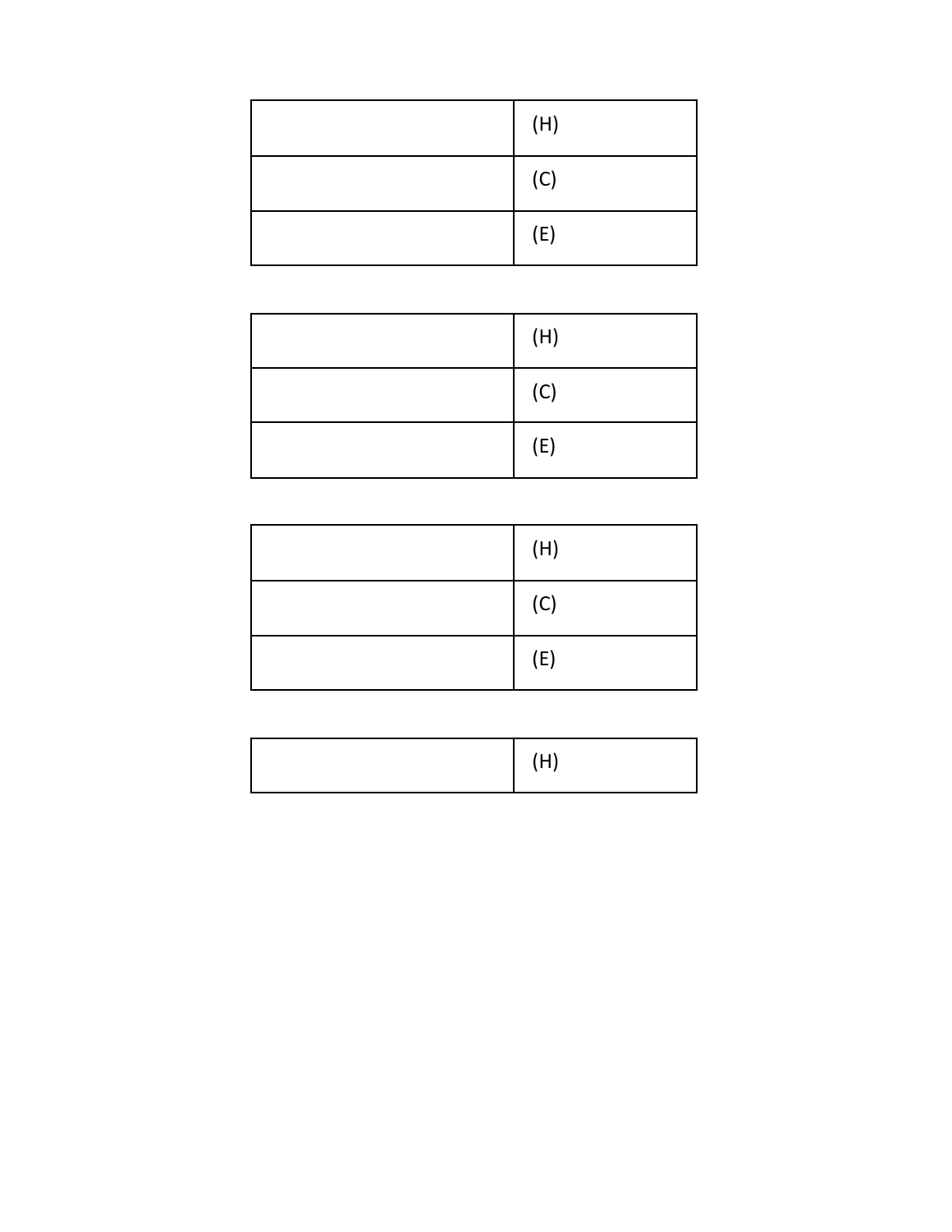| | |
|---|---|
| | (H) |
| | (C) |
| | (E) |

| | |
|---|---|
| | (H) |
| | (C) |
| | (E) |

| | |
|---|---|
| | (H) |
| | (C) |
| | (E) |

| | |
|---|---|
| | (H) |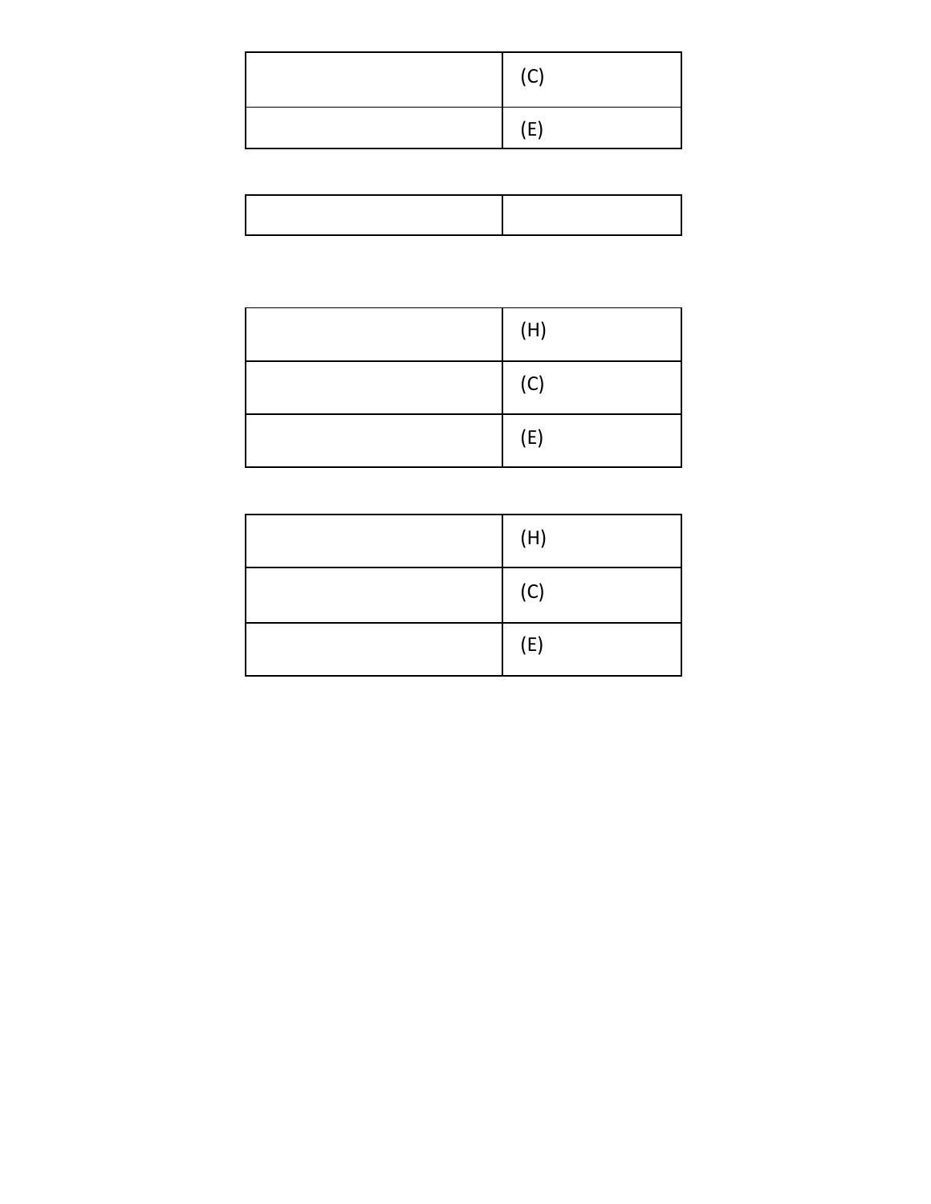| | |
|---|---|
| | (C) |
| | (E) |

| | |
|---|---|
| | |

| | |
|---|---|
| | (H) |
| | (C) |
| | (E) |

| | |
|---|---|
| | (H) |
| | (C) |
| | (E) |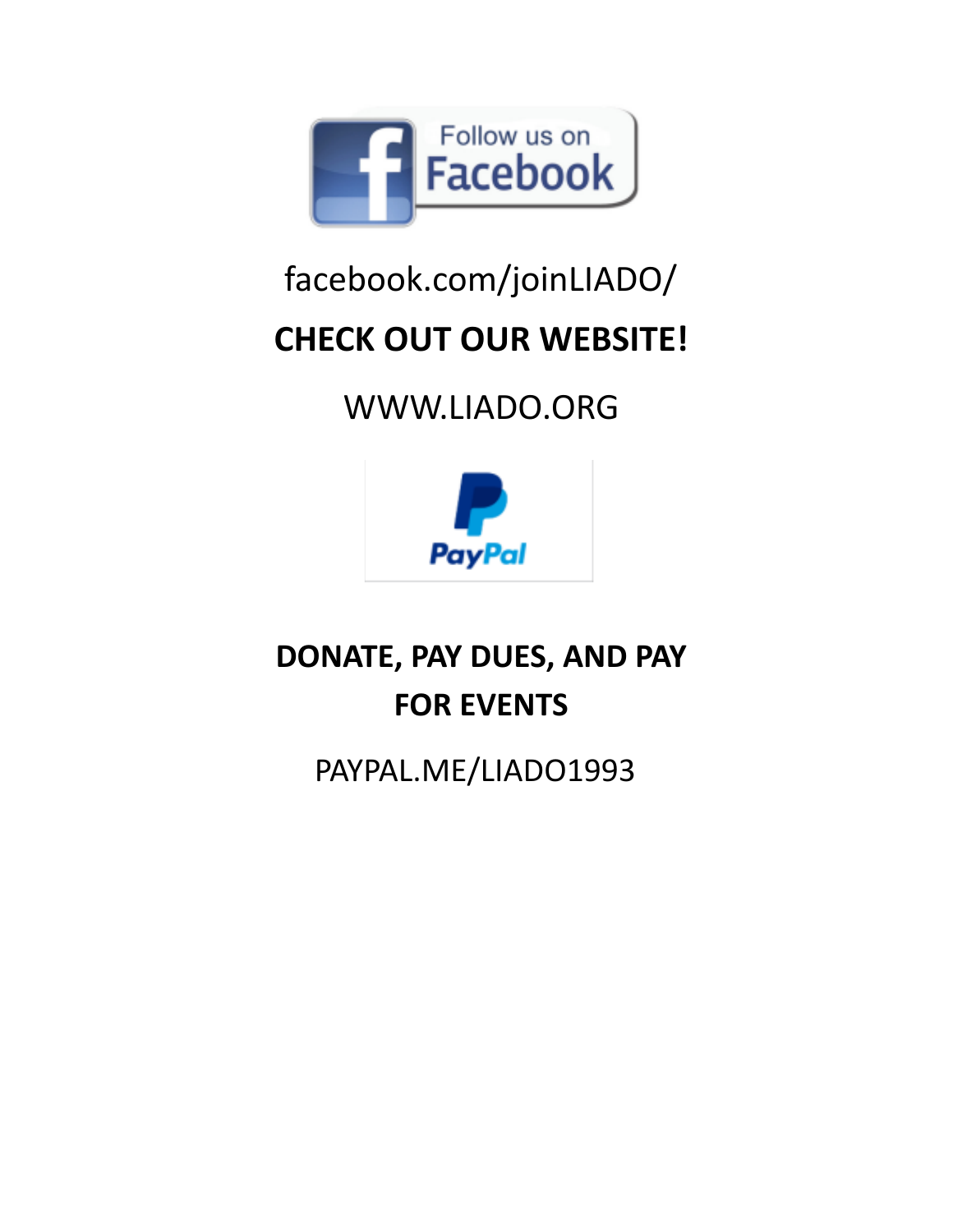Follow us on Facebook

facebook.com/joinLIADO/

**CHECK OUT OUR WEBSITE!**

WWW.LIADO.ORG

PayPal

**DONATE, PAY DUES, AND PAY FOR EVENTS**

PAYPAL.ME/LIADO1993